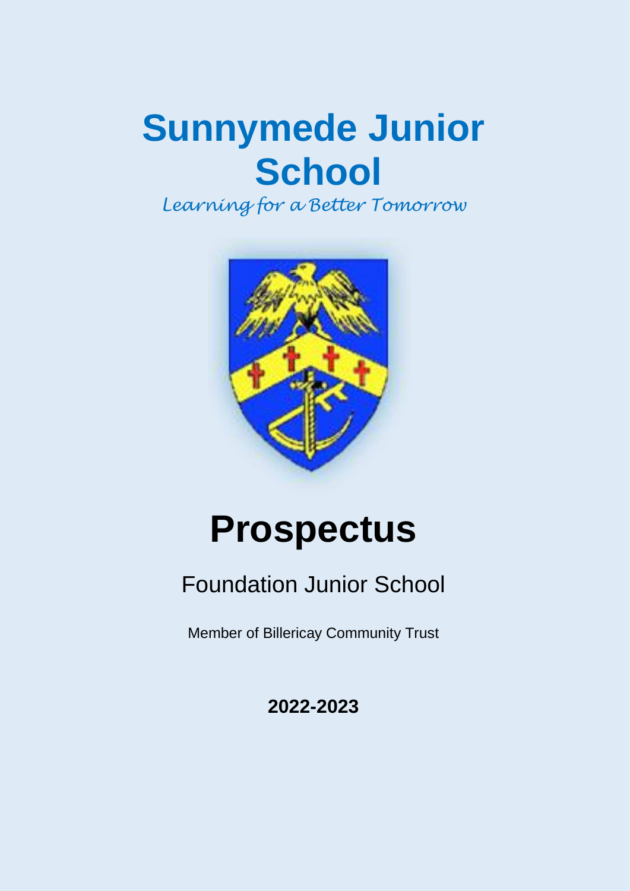# Sunnymede Junior School

*Learning for a Better Tomorrow*

# Prospectus

## Foundation Junior School

Member of Billericay Community Trust

**2022-2023**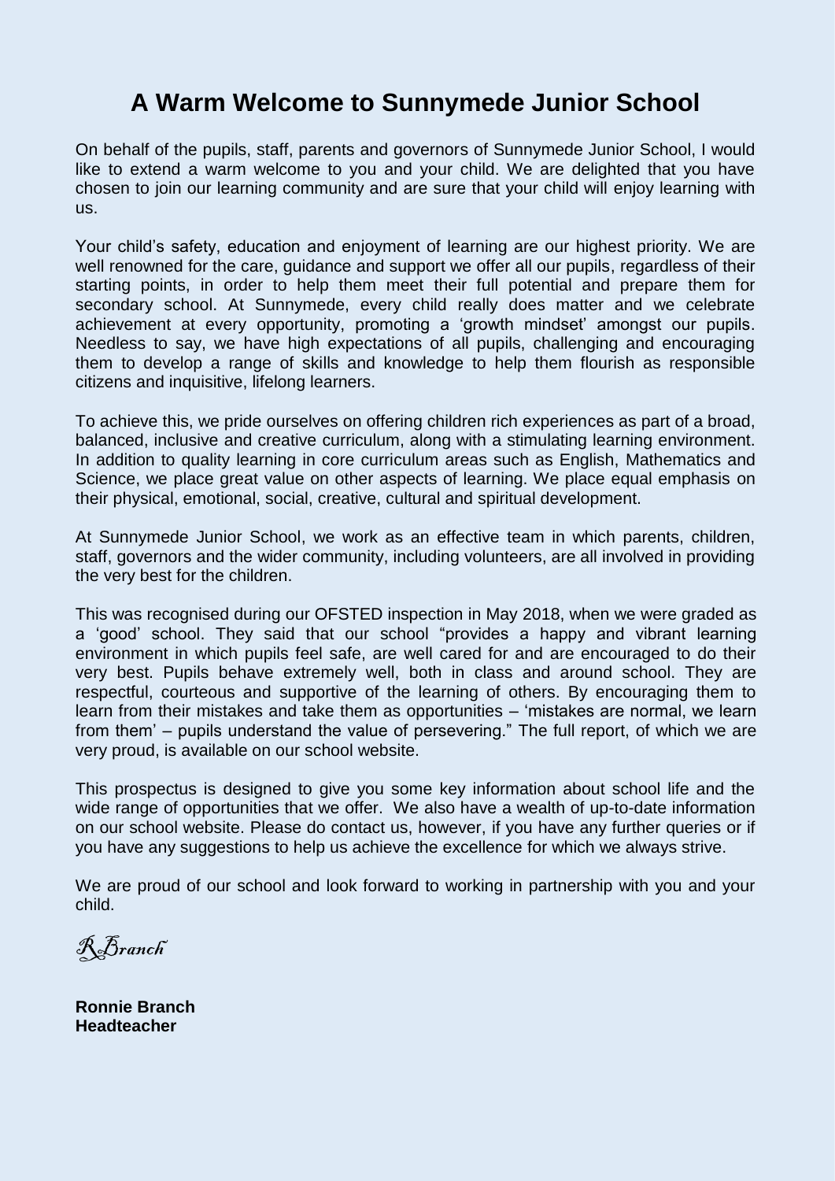# A Warm Welcome to Sunnymede Junior School

On behalf of the pupils, staff, parents and governors of Sunnymede Junior School, I would like to extend a warm welcome to you and your child. We are delighted that you have chosen to join our learning community and are sure that your child will enjoy learning with us.

Your child's safety, education and enjoyment of learning are our highest priority. We are well renowned for the care, guidance and support we offer all our pupils, regardless of their starting points, in order to help them meet their full potential and prepare them for secondary school. At Sunnymede, every child really does matter and we celebrate achievement at every opportunity, promoting a 'growth mindset' amongst our pupils. Needless to say, we have high expectations of all pupils, challenging and encouraging them to develop a range of skills and knowledge to help them flourish as responsible citizens and inquisitive, lifelong learners.

To achieve this, we pride ourselves on offering children rich experiences as part of a broad, balanced, inclusive and creative curriculum, along with a stimulating learning environment. In addition to quality learning in core curriculum areas such as English, Mathematics and Science, we place great value on other aspects of learning. We place equal emphasis on their physical, emotional, social, creative, cultural and spiritual development.

At Sunnymede Junior School, we work as an effective team in which parents, children, staff, governors and the wider community, including volunteers, are all involved in providing the very best for the children.

This was recognised during our OFSTED inspection in May 2018, when we were graded as a 'good' school. They said that our school "provides a happy and vibrant learning environment in which pupils feel safe, are well cared for and are encouraged to do their very best. Pupils behave extremely well, both in class and around school. They are respectful, courteous and supportive of the learning of others. By encouraging them to learn from their mistakes and take them as opportunities – 'mistakes are normal, we learn from them' – pupils understand the value of persevering." The full report, of which we are very proud, is available on our school website.

This prospectus is designed to give you some key information about school life and the wide range of opportunities that we offer. We also have a wealth of up-to-date information on our school website. Please do contact us, however, if you have any further queries or if you have any suggestions to help us achieve the excellence for which we always strive.

We are proud of our school and look forward to working in partnership with you and your child.

*R Branch*

**Ronnie Branch**
**Headteacher**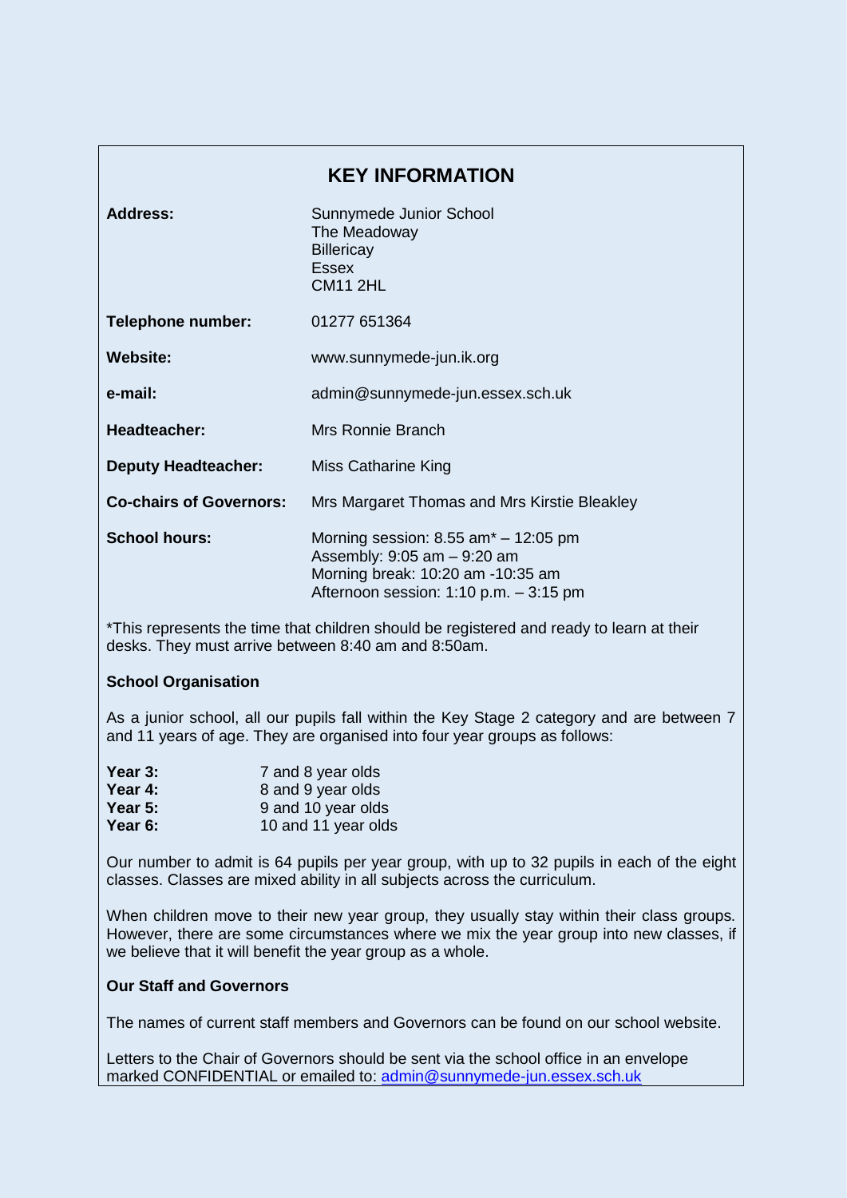## KEY INFORMATION

| | |
|---|---|
| **Address:** | Sunnymede Junior School<br>The Meadoway<br>Billericay<br>Essex<br>CM11 2HL |
| **Telephone number:** | 01277 651364 |
| **Website:** | www.sunnymede-jun.ik.org |
| **e-mail:** | admin@sunnymede-jun.essex.sch.uk |
| **Headteacher:** | Mrs Ronnie Branch |
| **Deputy Headteacher:** | Miss Catharine King |
| **Co-chairs of Governors:** | Mrs Margaret Thomas and Mrs Kirstie Bleakley |
| **School hours:** | Morning session: 8.55 am* – 12:05 pm<br>Assembly: 9:05 am – 9:20 am<br>Morning break: 10:20 am -10:35 am<br>Afternoon session: 1:10 p.m. – 3:15 pm |

*This represents the time that children should be registered and ready to learn at their desks. They must arrive between 8:40 am and 8:50am.

### School Organisation

As a junior school, all our pupils fall within the Key Stage 2 category and are between 7 and 11 years of age. They are organised into four year groups as follows:

| | |
|---|---|
| **Year 3:** | 7 and 8 year olds |
| **Year 4:** | 8 and 9 year olds |
| **Year 5:** | 9 and 10 year olds |
| **Year 6:** | 10 and 11 year olds |

Our number to admit is 64 pupils per year group, with up to 32 pupils in each of the eight classes. Classes are mixed ability in all subjects across the curriculum.

When children move to their new year group, they usually stay within their class groups. However, there are some circumstances where we mix the year group into new classes, if we believe that it will benefit the year group as a whole.

### Our Staff and Governors

The names of current staff members and Governors can be found on our school website.

Letters to the Chair of Governors should be sent via the school office in an envelope marked CONFIDENTIAL or emailed to: admin@sunnymede-jun.essex.sch.uk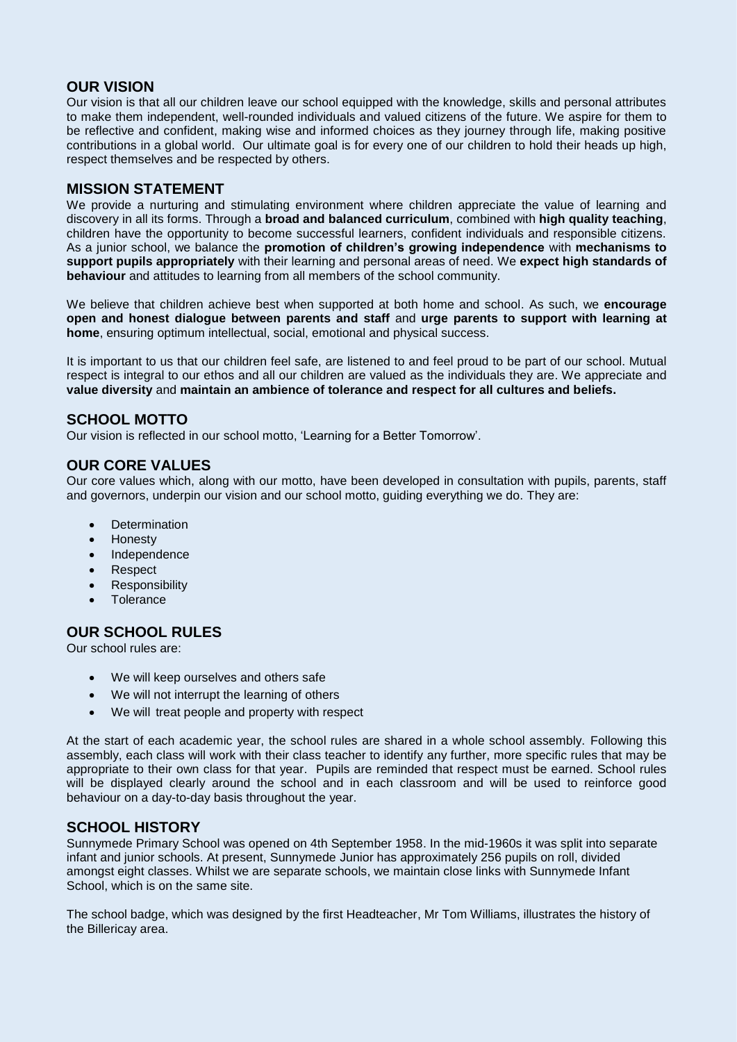## OUR VISION

Our vision is that all our children leave our school equipped with the knowledge, skills and personal attributes to make them independent, well-rounded individuals and valued citizens of the future. We aspire for them to be reflective and confident, making wise and informed choices as they journey through life, making positive contributions in a global world. Our ultimate goal is for every one of our children to hold their heads up high, respect themselves and be respected by others.

## MISSION STATEMENT

We provide a nurturing and stimulating environment where children appreciate the value of learning and discovery in all its forms. Through a **broad and balanced curriculum**, combined with **high quality teaching**, children have the opportunity to become successful learners, confident individuals and responsible citizens. As a junior school, we balance the **promotion of children's growing independence** with **mechanisms to support pupils appropriately** with their learning and personal areas of need. We **expect high standards of behaviour** and attitudes to learning from all members of the school community.

We believe that children achieve best when supported at both home and school. As such, we **encourage open and honest dialogue between parents and staff** and **urge parents to support with learning at home**, ensuring optimum intellectual, social, emotional and physical success.

It is important to us that our children feel safe, are listened to and feel proud to be part of our school. Mutual respect is integral to our ethos and all our children are valued as the individuals they are. We appreciate and **value diversity** and **maintain an ambience of tolerance and respect for all cultures and beliefs.**

## SCHOOL MOTTO

Our vision is reflected in our school motto, 'Learning for a Better Tomorrow'.

## OUR CORE VALUES

Our core values which, along with our motto, have been developed in consultation with pupils, parents, staff and governors, underpin our vision and our school motto, guiding everything we do. They are:

- Determination
- Honesty
- Independence
- Respect
- Responsibility
- Tolerance

## OUR SCHOOL RULES

Our school rules are:

- We will keep ourselves and others safe
- We will not interrupt the learning of others
- We will treat people and property with respect

At the start of each academic year, the school rules are shared in a whole school assembly. Following this assembly, each class will work with their class teacher to identify any further, more specific rules that may be appropriate to their own class for that year. Pupils are reminded that respect must be earned. School rules will be displayed clearly around the school and in each classroom and will be used to reinforce good behaviour on a day-to-day basis throughout the year.

## SCHOOL HISTORY

Sunnymede Primary School was opened on 4th September 1958. In the mid-1960s it was split into separate infant and junior schools. At present, Sunnymede Junior has approximately 256 pupils on roll, divided amongst eight classes. Whilst we are separate schools, we maintain close links with Sunnymede Infant School, which is on the same site.

The school badge, which was designed by the first Headteacher, Mr Tom Williams, illustrates the history of the Billericay area.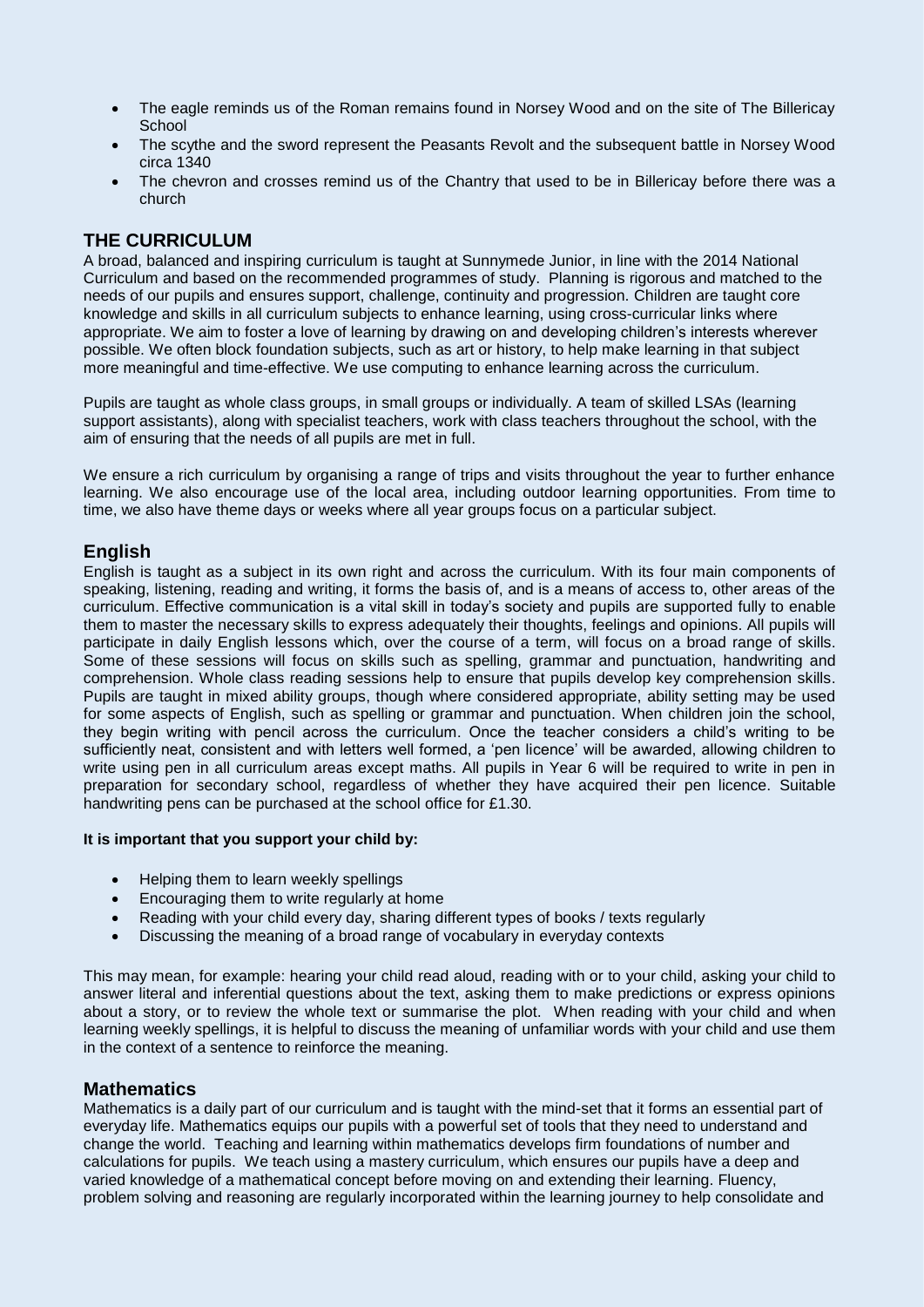- The eagle reminds us of the Roman remains found in Norsey Wood and on the site of The Billericay School
- The scythe and the sword represent the Peasants Revolt and the subsequent battle in Norsey Wood circa 1340
- The chevron and crosses remind us of the Chantry that used to be in Billericay before there was a church

## THE CURRICULUM

A broad, balanced and inspiring curriculum is taught at Sunnymede Junior, in line with the 2014 National Curriculum and based on the recommended programmes of study. Planning is rigorous and matched to the needs of our pupils and ensures support, challenge, continuity and progression. Children are taught core knowledge and skills in all curriculum subjects to enhance learning, using cross-curricular links where appropriate. We aim to foster a love of learning by drawing on and developing children's interests wherever possible. We often block foundation subjects, such as art or history, to help make learning in that subject more meaningful and time-effective. We use computing to enhance learning across the curriculum.

Pupils are taught as whole class groups, in small groups or individually. A team of skilled LSAs (learning support assistants), along with specialist teachers, work with class teachers throughout the school, with the aim of ensuring that the needs of all pupils are met in full.

We ensure a rich curriculum by organising a range of trips and visits throughout the year to further enhance learning. We also encourage use of the local area, including outdoor learning opportunities. From time to time, we also have theme days or weeks where all year groups focus on a particular subject.

## English

English is taught as a subject in its own right and across the curriculum. With its four main components of speaking, listening, reading and writing, it forms the basis of, and is a means of access to, other areas of the curriculum. Effective communication is a vital skill in today's society and pupils are supported fully to enable them to master the necessary skills to express adequately their thoughts, feelings and opinions. All pupils will participate in daily English lessons which, over the course of a term, will focus on a broad range of skills. Some of these sessions will focus on skills such as spelling, grammar and punctuation, handwriting and comprehension. Whole class reading sessions help to ensure that pupils develop key comprehension skills. Pupils are taught in mixed ability groups, though where considered appropriate, ability setting may be used for some aspects of English, such as spelling or grammar and punctuation. When children join the school, they begin writing with pencil across the curriculum. Once the teacher considers a child's writing to be sufficiently neat, consistent and with letters well formed, a 'pen licence' will be awarded, allowing children to write using pen in all curriculum areas except maths. All pupils in Year 6 will be required to write in pen in preparation for secondary school, regardless of whether they have acquired their pen licence. Suitable handwriting pens can be purchased at the school office for £1.30.

**It is important that you support your child by:**

- Helping them to learn weekly spellings
- Encouraging them to write regularly at home
- Reading with your child every day, sharing different types of books / texts regularly
- Discussing the meaning of a broad range of vocabulary in everyday contexts

This may mean, for example: hearing your child read aloud, reading with or to your child, asking your child to answer literal and inferential questions about the text, asking them to make predictions or express opinions about a story, or to review the whole text or summarise the plot. When reading with your child and when learning weekly spellings, it is helpful to discuss the meaning of unfamiliar words with your child and use them in the context of a sentence to reinforce the meaning.

## Mathematics

Mathematics is a daily part of our curriculum and is taught with the mind-set that it forms an essential part of everyday life. Mathematics equips our pupils with a powerful set of tools that they need to understand and change the world. Teaching and learning within mathematics develops firm foundations of number and calculations for pupils. We teach using a mastery curriculum, which ensures our pupils have a deep and varied knowledge of a mathematical concept before moving on and extending their learning. Fluency, problem solving and reasoning are regularly incorporated within the learning journey to help consolidate and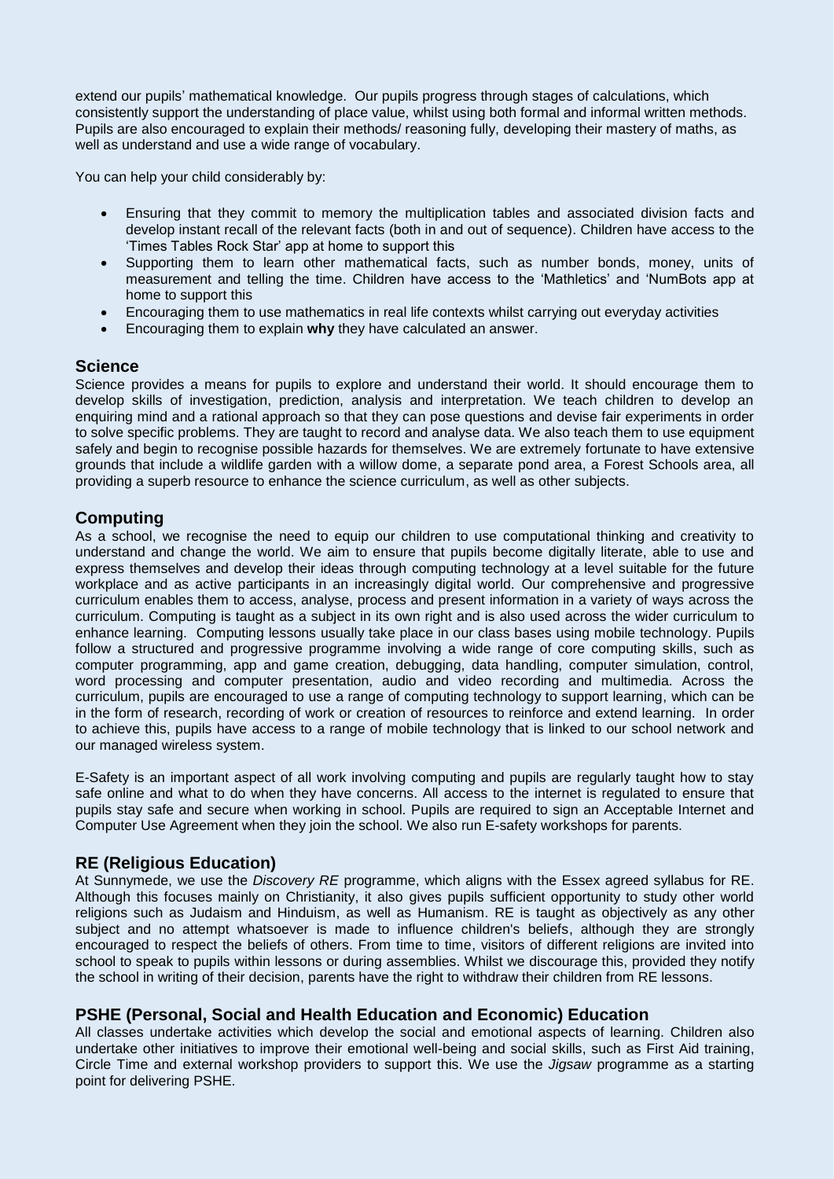extend our pupils' mathematical knowledge. Our pupils progress through stages of calculations, which consistently support the understanding of place value, whilst using both formal and informal written methods. Pupils are also encouraged to explain their methods/ reasoning fully, developing their mastery of maths, as well as understand and use a wide range of vocabulary.

You can help your child considerably by:

- Ensuring that they commit to memory the multiplication tables and associated division facts and develop instant recall of the relevant facts (both in and out of sequence). Children have access to the 'Times Tables Rock Star' app at home to support this
- Supporting them to learn other mathematical facts, such as number bonds, money, units of measurement and telling the time. Children have access to the 'Mathletics' and 'NumBots app at home to support this
- Encouraging them to use mathematics in real life contexts whilst carrying out everyday activities
- Encouraging them to explain **why** they have calculated an answer.

## Science

Science provides a means for pupils to explore and understand their world. It should encourage them to develop skills of investigation, prediction, analysis and interpretation. We teach children to develop an enquiring mind and a rational approach so that they can pose questions and devise fair experiments in order to solve specific problems. They are taught to record and analyse data. We also teach them to use equipment safely and begin to recognise possible hazards for themselves. We are extremely fortunate to have extensive grounds that include a wildlife garden with a willow dome, a separate pond area, a Forest Schools area, all providing a superb resource to enhance the science curriculum, as well as other subjects.

## Computing

As a school, we recognise the need to equip our children to use computational thinking and creativity to understand and change the world. We aim to ensure that pupils become digitally literate, able to use and express themselves and develop their ideas through computing technology at a level suitable for the future workplace and as active participants in an increasingly digital world. Our comprehensive and progressive curriculum enables them to access, analyse, process and present information in a variety of ways across the curriculum. Computing is taught as a subject in its own right and is also used across the wider curriculum to enhance learning. Computing lessons usually take place in our class bases using mobile technology. Pupils follow a structured and progressive programme involving a wide range of core computing skills, such as computer programming, app and game creation, debugging, data handling, computer simulation, control, word processing and computer presentation, audio and video recording and multimedia. Across the curriculum, pupils are encouraged to use a range of computing technology to support learning, which can be in the form of research, recording of work or creation of resources to reinforce and extend learning. In order to achieve this, pupils have access to a range of mobile technology that is linked to our school network and our managed wireless system.

E-Safety is an important aspect of all work involving computing and pupils are regularly taught how to stay safe online and what to do when they have concerns. All access to the internet is regulated to ensure that pupils stay safe and secure when working in school. Pupils are required to sign an Acceptable Internet and Computer Use Agreement when they join the school. We also run E-safety workshops for parents.

## RE (Religious Education)

At Sunnymede, we use the *Discovery RE* programme, which aligns with the Essex agreed syllabus for RE. Although this focuses mainly on Christianity, it also gives pupils sufficient opportunity to study other world religions such as Judaism and Hinduism, as well as Humanism. RE is taught as objectively as any other subject and no attempt whatsoever is made to influence children's beliefs, although they are strongly encouraged to respect the beliefs of others. From time to time, visitors of different religions are invited into school to speak to pupils within lessons or during assemblies. Whilst we discourage this, provided they notify the school in writing of their decision, parents have the right to withdraw their children from RE lessons.

## PSHE (Personal, Social and Health Education and Economic) Education

All classes undertake activities which develop the social and emotional aspects of learning. Children also undertake other initiatives to improve their emotional well-being and social skills, such as First Aid training, Circle Time and external workshop providers to support this. We use the *Jigsaw* programme as a starting point for delivering PSHE.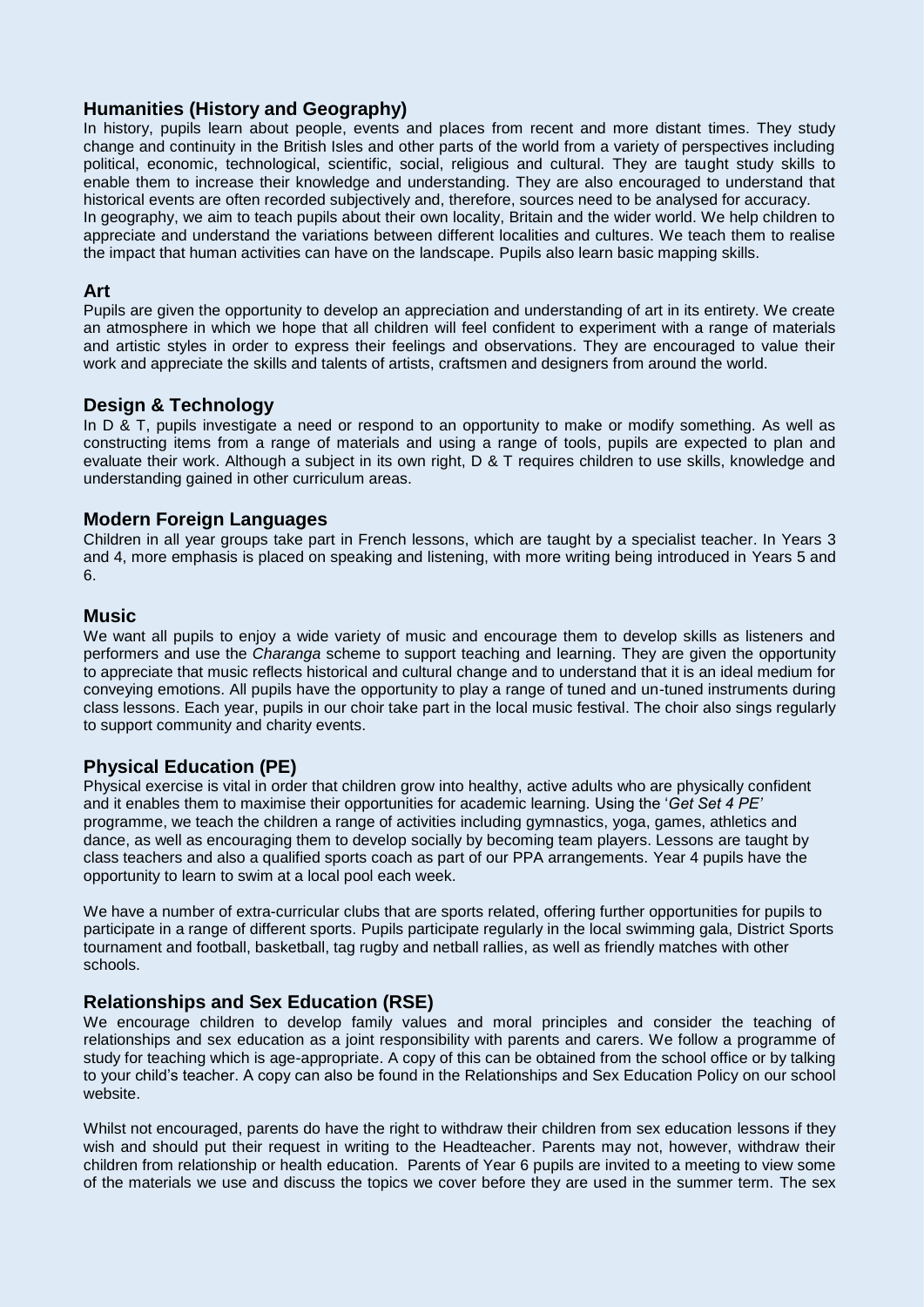## Humanities (History and Geography)

In history, pupils learn about people, events and places from recent and more distant times. They study change and continuity in the British Isles and other parts of the world from a variety of perspectives including political, economic, technological, scientific, social, religious and cultural. They are taught study skills to enable them to increase their knowledge and understanding. They are also encouraged to understand that historical events are often recorded subjectively and, therefore, sources need to be analysed for accuracy.
In geography, we aim to teach pupils about their own locality, Britain and the wider world. We help children to appreciate and understand the variations between different localities and cultures. We teach them to realise the impact that human activities can have on the landscape. Pupils also learn basic mapping skills.

## Art

Pupils are given the opportunity to develop an appreciation and understanding of art in its entirety. We create an atmosphere in which we hope that all children will feel confident to experiment with a range of materials and artistic styles in order to express their feelings and observations. They are encouraged to value their work and appreciate the skills and talents of artists, craftsmen and designers from around the world.

## Design & Technology

In D & T, pupils investigate a need or respond to an opportunity to make or modify something. As well as constructing items from a range of materials and using a range of tools, pupils are expected to plan and evaluate their work. Although a subject in its own right, D & T requires children to use skills, knowledge and understanding gained in other curriculum areas.

## Modern Foreign Languages

Children in all year groups take part in French lessons, which are taught by a specialist teacher. In Years 3 and 4, more emphasis is placed on speaking and listening, with more writing being introduced in Years 5 and 6.

## Music

We want all pupils to enjoy a wide variety of music and encourage them to develop skills as listeners and performers and use the *Charanga* scheme to support teaching and learning. They are given the opportunity to appreciate that music reflects historical and cultural change and to understand that it is an ideal medium for conveying emotions. All pupils have the opportunity to play a range of tuned and un-tuned instruments during class lessons. Each year, pupils in our choir take part in the local music festival. The choir also sings regularly to support community and charity events.

## Physical Education (PE)

Physical exercise is vital in order that children grow into healthy, active adults who are physically confident and it enables them to maximise their opportunities for academic learning. Using the '*Get Set 4 PE*' programme, we teach the children a range of activities including gymnastics, yoga, games, athletics and dance, as well as encouraging them to develop socially by becoming team players. Lessons are taught by class teachers and also a qualified sports coach as part of our PPA arrangements. Year 4 pupils have the opportunity to learn to swim at a local pool each week.

We have a number of extra-curricular clubs that are sports related, offering further opportunities for pupils to participate in a range of different sports. Pupils participate regularly in the local swimming gala, District Sports tournament and football, basketball, tag rugby and netball rallies, as well as friendly matches with other schools.

## Relationships and Sex Education (RSE)

We encourage children to develop family values and moral principles and consider the teaching of relationships and sex education as a joint responsibility with parents and carers. We follow a programme of study for teaching which is age-appropriate. A copy of this can be obtained from the school office or by talking to your child's teacher. A copy can also be found in the Relationships and Sex Education Policy on our school website.

Whilst not encouraged, parents do have the right to withdraw their children from sex education lessons if they wish and should put their request in writing to the Headteacher. Parents may not, however, withdraw their children from relationship or health education. Parents of Year 6 pupils are invited to a meeting to view some of the materials we use and discuss the topics we cover before they are used in the summer term. The sex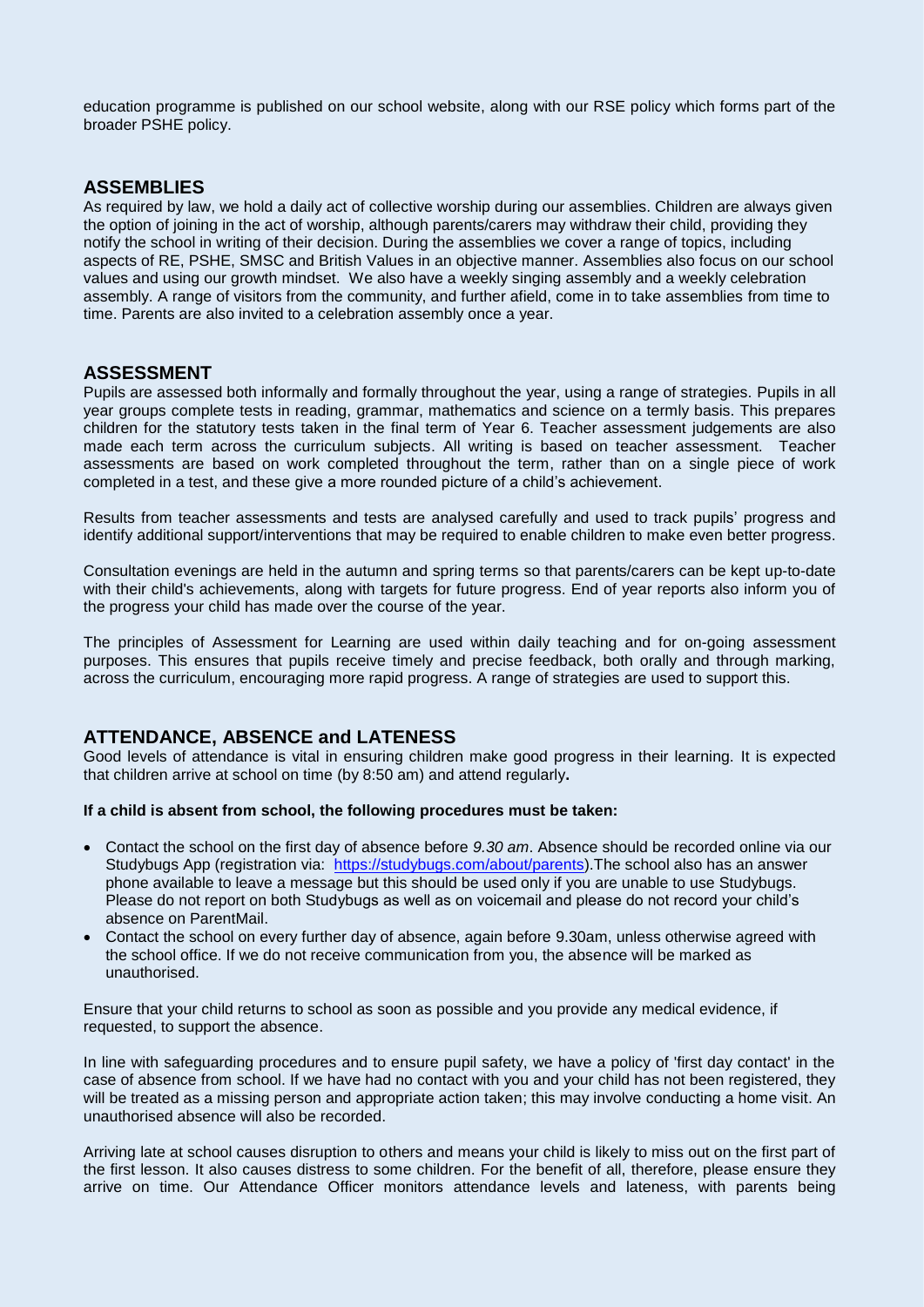education programme is published on our school website, along with our RSE policy which forms part of the broader PSHE policy.

## ASSEMBLIES

As required by law, we hold a daily act of collective worship during our assemblies. Children are always given the option of joining in the act of worship, although parents/carers may withdraw their child, providing they notify the school in writing of their decision. During the assemblies we cover a range of topics, including aspects of RE, PSHE, SMSC and British Values in an objective manner. Assemblies also focus on our school values and using our growth mindset. We also have a weekly singing assembly and a weekly celebration assembly. A range of visitors from the community, and further afield, come in to take assemblies from time to time. Parents are also invited to a celebration assembly once a year.

## ASSESSMENT

Pupils are assessed both informally and formally throughout the year, using a range of strategies. Pupils in all year groups complete tests in reading, grammar, mathematics and science on a termly basis. This prepares children for the statutory tests taken in the final term of Year 6. Teacher assessment judgements are also made each term across the curriculum subjects. All writing is based on teacher assessment. Teacher assessments are based on work completed throughout the term, rather than on a single piece of work completed in a test, and these give a more rounded picture of a child's achievement.

Results from teacher assessments and tests are analysed carefully and used to track pupils' progress and identify additional support/interventions that may be required to enable children to make even better progress.

Consultation evenings are held in the autumn and spring terms so that parents/carers can be kept up-to-date with their child's achievements, along with targets for future progress. End of year reports also inform you of the progress your child has made over the course of the year.

The principles of Assessment for Learning are used within daily teaching and for on-going assessment purposes. This ensures that pupils receive timely and precise feedback, both orally and through marking, across the curriculum, encouraging more rapid progress. A range of strategies are used to support this.

## ATTENDANCE, ABSENCE and LATENESS

Good levels of attendance is vital in ensuring children make good progress in their learning. It is expected that children arrive at school on time (by 8:50 am) and attend regularly**.**

**If a child is absent from school, the following procedures must be taken:**

- Contact the school on the first day of absence before *9.30 am*. Absence should be recorded online via our Studybugs App (registration via: https://studybugs.com/about/parents).The school also has an answer phone available to leave a message but this should be used only if you are unable to use Studybugs. Please do not report on both Studybugs as well as on voicemail and please do not record your child's absence on ParentMail.
- Contact the school on every further day of absence, again before 9.30am, unless otherwise agreed with the school office. If we do not receive communication from you, the absence will be marked as unauthorised.

Ensure that your child returns to school as soon as possible and you provide any medical evidence, if requested, to support the absence.

In line with safeguarding procedures and to ensure pupil safety, we have a policy of 'first day contact' in the case of absence from school. If we have had no contact with you and your child has not been registered, they will be treated as a missing person and appropriate action taken; this may involve conducting a home visit. An unauthorised absence will also be recorded.

Arriving late at school causes disruption to others and means your child is likely to miss out on the first part of the first lesson. It also causes distress to some children. For the benefit of all, therefore, please ensure they arrive on time. Our Attendance Officer monitors attendance levels and lateness, with parents being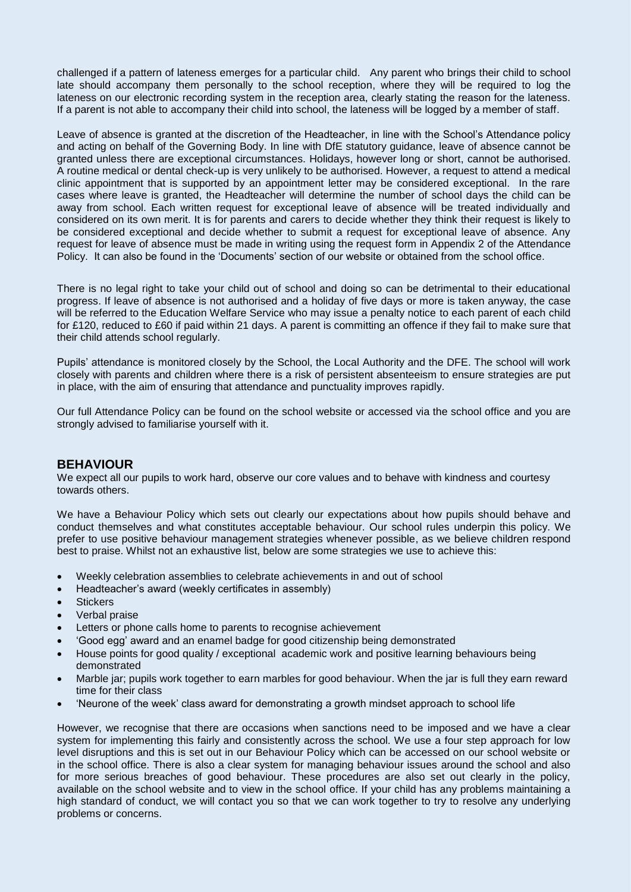challenged if a pattern of lateness emerges for a particular child. Any parent who brings their child to school late should accompany them personally to the school reception, where they will be required to log the lateness on our electronic recording system in the reception area, clearly stating the reason for the lateness. If a parent is not able to accompany their child into school, the lateness will be logged by a member of staff.

Leave of absence is granted at the discretion of the Headteacher, in line with the School's Attendance policy and acting on behalf of the Governing Body. In line with DfE statutory guidance, leave of absence cannot be granted unless there are exceptional circumstances. Holidays, however long or short, cannot be authorised. A routine medical or dental check-up is very unlikely to be authorised. However, a request to attend a medical clinic appointment that is supported by an appointment letter may be considered exceptional. In the rare cases where leave is granted, the Headteacher will determine the number of school days the child can be away from school. Each written request for exceptional leave of absence will be treated individually and considered on its own merit. It is for parents and carers to decide whether they think their request is likely to be considered exceptional and decide whether to submit a request for exceptional leave of absence. Any request for leave of absence must be made in writing using the request form in Appendix 2 of the Attendance Policy. It can also be found in the 'Documents' section of our website or obtained from the school office.

There is no legal right to take your child out of school and doing so can be detrimental to their educational progress. If leave of absence is not authorised and a holiday of five days or more is taken anyway, the case will be referred to the Education Welfare Service who may issue a penalty notice to each parent of each child for £120, reduced to £60 if paid within 21 days. A parent is committing an offence if they fail to make sure that their child attends school regularly.

Pupils' attendance is monitored closely by the School, the Local Authority and the DFE. The school will work closely with parents and children where there is a risk of persistent absenteeism to ensure strategies are put in place, with the aim of ensuring that attendance and punctuality improves rapidly.

Our full Attendance Policy can be found on the school website or accessed via the school office and you are strongly advised to familiarise yourself with it.

## BEHAVIOUR

We expect all our pupils to work hard, observe our core values and to behave with kindness and courtesy towards others.

We have a Behaviour Policy which sets out clearly our expectations about how pupils should behave and conduct themselves and what constitutes acceptable behaviour. Our school rules underpin this policy. We prefer to use positive behaviour management strategies whenever possible, as we believe children respond best to praise. Whilst not an exhaustive list, below are some strategies we use to achieve this:

- Weekly celebration assemblies to celebrate achievements in and out of school
- Headteacher's award (weekly certificates in assembly)
- Stickers
- Verbal praise
- Letters or phone calls home to parents to recognise achievement
- 'Good egg' award and an enamel badge for good citizenship being demonstrated
- House points for good quality / exceptional academic work and positive learning behaviours being demonstrated
- Marble jar; pupils work together to earn marbles for good behaviour. When the jar is full they earn reward time for their class
- 'Neurone of the week' class award for demonstrating a growth mindset approach to school life

However, we recognise that there are occasions when sanctions need to be imposed and we have a clear system for implementing this fairly and consistently across the school. We use a four step approach for low level disruptions and this is set out in our Behaviour Policy which can be accessed on our school website or in the school office. There is also a clear system for managing behaviour issues around the school and also for more serious breaches of good behaviour. These procedures are also set out clearly in the policy, available on the school website and to view in the school office. If your child has any problems maintaining a high standard of conduct, we will contact you so that we can work together to try to resolve any underlying problems or concerns.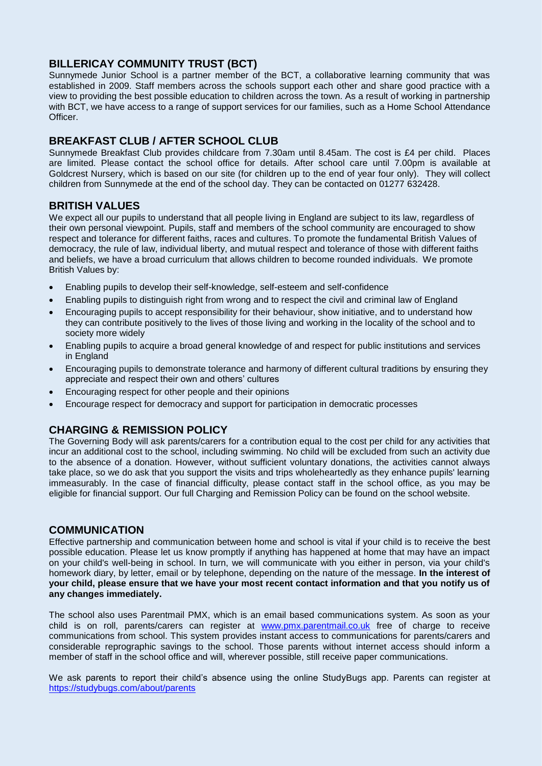## BILLERICAY COMMUNITY TRUST (BCT)

Sunnymede Junior School is a partner member of the BCT, a collaborative learning community that was established in 2009. Staff members across the schools support each other and share good practice with a view to providing the best possible education to children across the town. As a result of working in partnership with BCT, we have access to a range of support services for our families, such as a Home School Attendance Officer.

## BREAKFAST CLUB / AFTER SCHOOL CLUB

Sunnymede Breakfast Club provides childcare from 7.30am until 8.45am. The cost is £4 per child. Places are limited. Please contact the school office for details. After school care until 7.00pm is available at Goldcrest Nursery, which is based on our site (for children up to the end of year four only). They will collect children from Sunnymede at the end of the school day. They can be contacted on 01277 632428.

## BRITISH VALUES

We expect all our pupils to understand that all people living in England are subject to its law, regardless of their own personal viewpoint. Pupils, staff and members of the school community are encouraged to show respect and tolerance for different faiths, races and cultures. To promote the fundamental British Values of democracy, the rule of law, individual liberty, and mutual respect and tolerance of those with different faiths and beliefs, we have a broad curriculum that allows children to become rounded individuals. We promote British Values by:

- Enabling pupils to develop their self-knowledge, self-esteem and self-confidence
- Enabling pupils to distinguish right from wrong and to respect the civil and criminal law of England
- Encouraging pupils to accept responsibility for their behaviour, show initiative, and to understand how they can contribute positively to the lives of those living and working in the locality of the school and to society more widely
- Enabling pupils to acquire a broad general knowledge of and respect for public institutions and services in England
- Encouraging pupils to demonstrate tolerance and harmony of different cultural traditions by ensuring they appreciate and respect their own and others' cultures
- Encouraging respect for other people and their opinions
- Encourage respect for democracy and support for participation in democratic processes

## CHARGING & REMISSION POLICY

The Governing Body will ask parents/carers for a contribution equal to the cost per child for any activities that incur an additional cost to the school, including swimming. No child will be excluded from such an activity due to the absence of a donation. However, without sufficient voluntary donations, the activities cannot always take place, so we do ask that you support the visits and trips wholeheartedly as they enhance pupils' learning immeasurably. In the case of financial difficulty, please contact staff in the school office, as you may be eligible for financial support. Our full Charging and Remission Policy can be found on the school website.

## COMMUNICATION

Effective partnership and communication between home and school is vital if your child is to receive the best possible education. Please let us know promptly if anything has happened at home that may have an impact on your child's well-being in school. In turn, we will communicate with you either in person, via your child's homework diary, by letter, email or by telephone, depending on the nature of the message. **In the interest of your child, please ensure that we have your most recent contact information and that you notify us of any changes immediately.**

The school also uses Parentmail PMX, which is an email based communications system. As soon as your child is on roll, parents/carers can register at [www.pmx.parentmail.co.uk](www.pmx.parentmail.co.uk) free of charge to receive communications from school. This system provides instant access to communications for parents/carers and considerable reprographic savings to the school. Those parents without internet access should inform a member of staff in the school office and will, wherever possible, still receive paper communications.

We ask parents to report their child's absence using the online StudyBugs app. Parents can register at [https://studybugs.com/about/parents](https://studybugs.com/about/parents)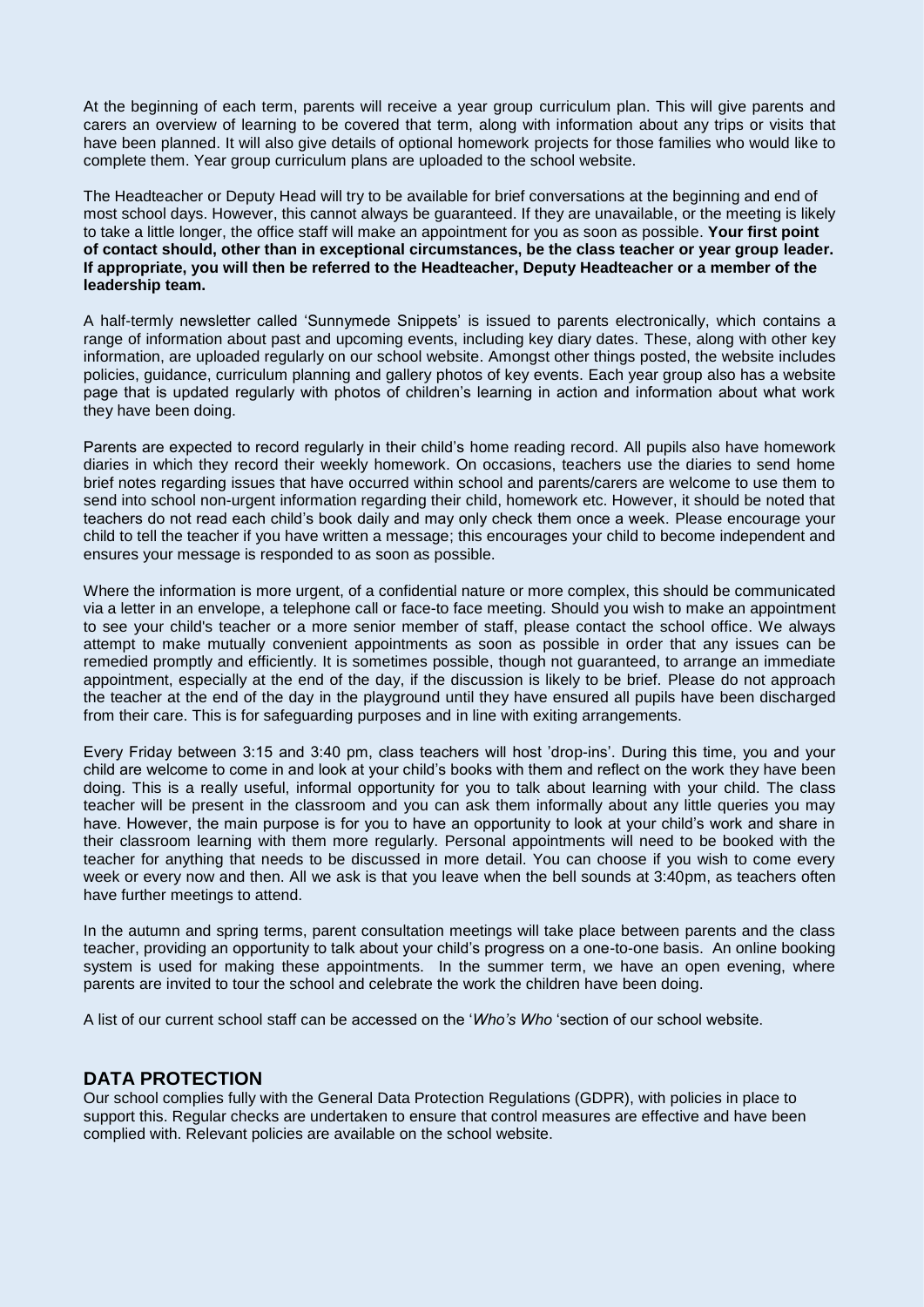At the beginning of each term, parents will receive a year group curriculum plan. This will give parents and carers an overview of learning to be covered that term, along with information about any trips or visits that have been planned. It will also give details of optional homework projects for those families who would like to complete them. Year group curriculum plans are uploaded to the school website.

The Headteacher or Deputy Head will try to be available for brief conversations at the beginning and end of most school days. However, this cannot always be guaranteed. If they are unavailable, or the meeting is likely to take a little longer, the office staff will make an appointment for you as soon as possible. **Your first point of contact should, other than in exceptional circumstances, be the class teacher or year group leader. If appropriate, you will then be referred to the Headteacher, Deputy Headteacher or a member of the leadership team.**

A half-termly newsletter called 'Sunnymede Snippets' is issued to parents electronically, which contains a range of information about past and upcoming events, including key diary dates. These, along with other key information, are uploaded regularly on our school website. Amongst other things posted, the website includes policies, guidance, curriculum planning and gallery photos of key events. Each year group also has a website page that is updated regularly with photos of children's learning in action and information about what work they have been doing.

Parents are expected to record regularly in their child's home reading record. All pupils also have homework diaries in which they record their weekly homework. On occasions, teachers use the diaries to send home brief notes regarding issues that have occurred within school and parents/carers are welcome to use them to send into school non-urgent information regarding their child, homework etc. However, it should be noted that teachers do not read each child's book daily and may only check them once a week. Please encourage your child to tell the teacher if you have written a message; this encourages your child to become independent and ensures your message is responded to as soon as possible.

Where the information is more urgent, of a confidential nature or more complex, this should be communicated via a letter in an envelope, a telephone call or face-to face meeting. Should you wish to make an appointment to see your child's teacher or a more senior member of staff, please contact the school office. We always attempt to make mutually convenient appointments as soon as possible in order that any issues can be remedied promptly and efficiently. It is sometimes possible, though not guaranteed, to arrange an immediate appointment, especially at the end of the day, if the discussion is likely to be brief. Please do not approach the teacher at the end of the day in the playground until they have ensured all pupils have been discharged from their care. This is for safeguarding purposes and in line with exiting arrangements.

Every Friday between 3:15 and 3:40 pm, class teachers will host 'drop-ins'. During this time, you and your child are welcome to come in and look at your child's books with them and reflect on the work they have been doing. This is a really useful, informal opportunity for you to talk about learning with your child. The class teacher will be present in the classroom and you can ask them informally about any little queries you may have. However, the main purpose is for you to have an opportunity to look at your child's work and share in their classroom learning with them more regularly. Personal appointments will need to be booked with the teacher for anything that needs to be discussed in more detail. You can choose if you wish to come every week or every now and then. All we ask is that you leave when the bell sounds at 3:40pm, as teachers often have further meetings to attend.

In the autumn and spring terms, parent consultation meetings will take place between parents and the class teacher, providing an opportunity to talk about your child's progress on a one-to-one basis. An online booking system is used for making these appointments. In the summer term, we have an open evening, where parents are invited to tour the school and celebrate the work the children have been doing.

A list of our current school staff can be accessed on the '*Who's Who* 'section of our school website.

## DATA PROTECTION

Our school complies fully with the General Data Protection Regulations (GDPR), with policies in place to support this. Regular checks are undertaken to ensure that control measures are effective and have been complied with. Relevant policies are available on the school website.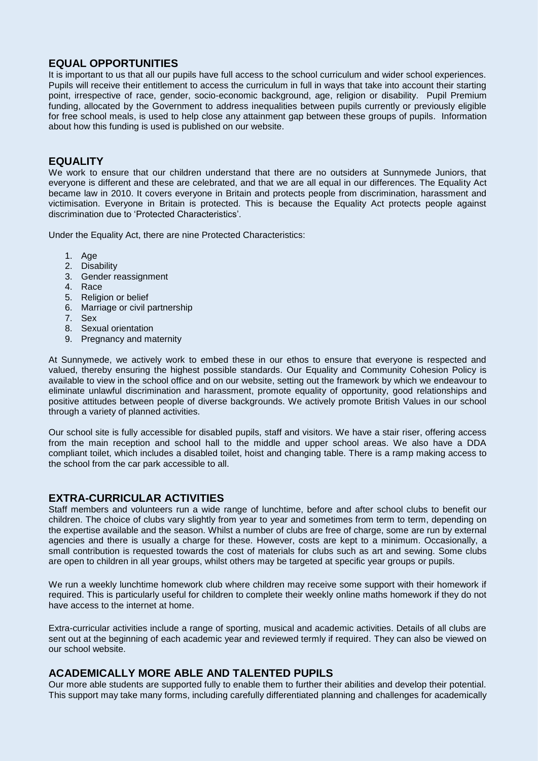## EQUAL OPPORTUNITIES

It is important to us that all our pupils have full access to the school curriculum and wider school experiences. Pupils will receive their entitlement to access the curriculum in full in ways that take into account their starting point, irrespective of race, gender, socio-economic background, age, religion or disability. Pupil Premium funding, allocated by the Government to address inequalities between pupils currently or previously eligible for free school meals, is used to help close any attainment gap between these groups of pupils. Information about how this funding is used is published on our website.

## EQUALITY

We work to ensure that our children understand that there are no outsiders at Sunnymede Juniors, that everyone is different and these are celebrated, and that we are all equal in our differences. The Equality Act became law in 2010. It covers everyone in Britain and protects people from discrimination, harassment and victimisation. Everyone in Britain is protected. This is because the Equality Act protects people against discrimination due to 'Protected Characteristics'.

Under the Equality Act, there are nine Protected Characteristics:

1. Age
2. Disability
3. Gender reassignment
4. Race
5. Religion or belief
6. Marriage or civil partnership
7. Sex
8. Sexual orientation
9. Pregnancy and maternity

At Sunnymede, we actively work to embed these in our ethos to ensure that everyone is respected and valued, thereby ensuring the highest possible standards. Our Equality and Community Cohesion Policy is available to view in the school office and on our website, setting out the framework by which we endeavour to eliminate unlawful discrimination and harassment, promote equality of opportunity, good relationships and positive attitudes between people of diverse backgrounds. We actively promote British Values in our school through a variety of planned activities.

Our school site is fully accessible for disabled pupils, staff and visitors. We have a stair riser, offering access from the main reception and school hall to the middle and upper school areas. We also have a DDA compliant toilet, which includes a disabled toilet, hoist and changing table. There is a ramp making access to the school from the car park accessible to all.

## EXTRA-CURRICULAR ACTIVITIES

Staff members and volunteers run a wide range of lunchtime, before and after school clubs to benefit our children. The choice of clubs vary slightly from year to year and sometimes from term to term, depending on the expertise available and the season. Whilst a number of clubs are free of charge, some are run by external agencies and there is usually a charge for these. However, costs are kept to a minimum. Occasionally, a small contribution is requested towards the cost of materials for clubs such as art and sewing. Some clubs are open to children in all year groups, whilst others may be targeted at specific year groups or pupils.

We run a weekly lunchtime homework club where children may receive some support with their homework if required. This is particularly useful for children to complete their weekly online maths homework if they do not have access to the internet at home.

Extra-curricular activities include a range of sporting, musical and academic activities. Details of all clubs are sent out at the beginning of each academic year and reviewed termly if required. They can also be viewed on our school website.

## ACADEMICALLY MORE ABLE AND TALENTED PUPILS

Our more able students are supported fully to enable them to further their abilities and develop their potential. This support may take many forms, including carefully differentiated planning and challenges for academically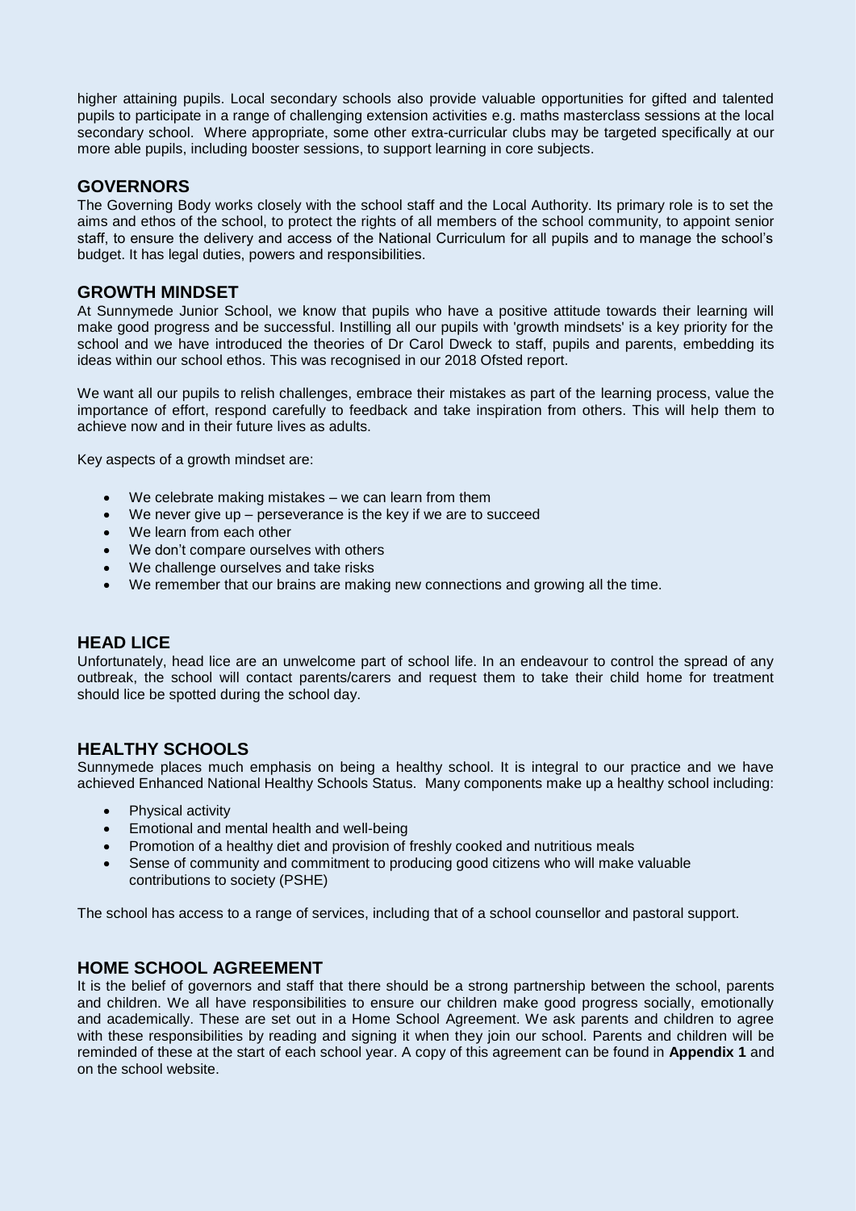higher attaining pupils. Local secondary schools also provide valuable opportunities for gifted and talented pupils to participate in a range of challenging extension activities e.g. maths masterclass sessions at the local secondary school. Where appropriate, some other extra-curricular clubs may be targeted specifically at our more able pupils, including booster sessions, to support learning in core subjects.

## GOVERNORS

The Governing Body works closely with the school staff and the Local Authority. Its primary role is to set the aims and ethos of the school, to protect the rights of all members of the school community, to appoint senior staff, to ensure the delivery and access of the National Curriculum for all pupils and to manage the school's budget. It has legal duties, powers and responsibilities.

## GROWTH MINDSET

At Sunnymede Junior School, we know that pupils who have a positive attitude towards their learning will make good progress and be successful. Instilling all our pupils with 'growth mindsets' is a key priority for the school and we have introduced the theories of Dr Carol Dweck to staff, pupils and parents, embedding its ideas within our school ethos. This was recognised in our 2018 Ofsted report.

We want all our pupils to relish challenges, embrace their mistakes as part of the learning process, value the importance of effort, respond carefully to feedback and take inspiration from others. This will help them to achieve now and in their future lives as adults.

Key aspects of a growth mindset are:

- We celebrate making mistakes – we can learn from them
- We never give up – perseverance is the key if we are to succeed
- We learn from each other
- We don't compare ourselves with others
- We challenge ourselves and take risks
- We remember that our brains are making new connections and growing all the time.

## HEAD LICE

Unfortunately, head lice are an unwelcome part of school life. In an endeavour to control the spread of any outbreak, the school will contact parents/carers and request them to take their child home for treatment should lice be spotted during the school day.

## HEALTHY SCHOOLS

Sunnymede places much emphasis on being a healthy school. It is integral to our practice and we have achieved Enhanced National Healthy Schools Status. Many components make up a healthy school including:

- Physical activity
- Emotional and mental health and well-being
- Promotion of a healthy diet and provision of freshly cooked and nutritious meals
- Sense of community and commitment to producing good citizens who will make valuable contributions to society (PSHE)

The school has access to a range of services, including that of a school counsellor and pastoral support.

## HOME SCHOOL AGREEMENT

It is the belief of governors and staff that there should be a strong partnership between the school, parents and children. We all have responsibilities to ensure our children make good progress socially, emotionally and academically. These are set out in a Home School Agreement. We ask parents and children to agree with these responsibilities by reading and signing it when they join our school. Parents and children will be reminded of these at the start of each school year. A copy of this agreement can be found in **Appendix 1** and on the school website.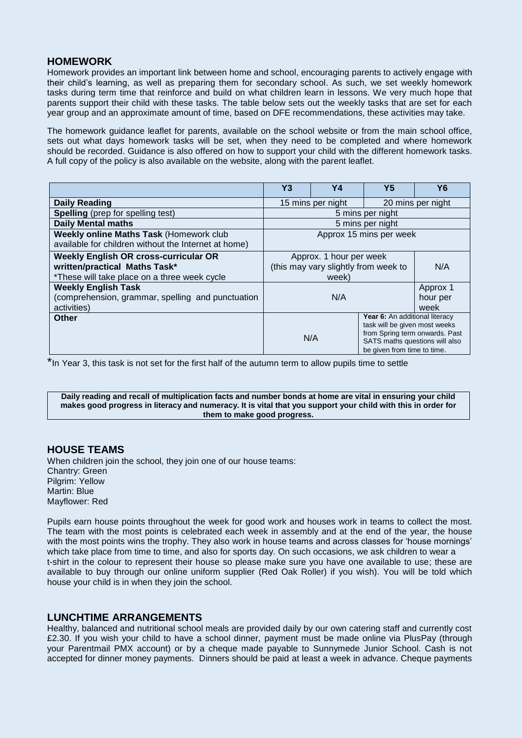## HOMEWORK

Homework provides an important link between home and school, encouraging parents to actively engage with their child's learning, as well as preparing them for secondary school. As such, we set weekly homework tasks during term time that reinforce and build on what children learn in lessons. We very much hope that parents support their child with these tasks. The table below sets out the weekly tasks that are set for each year group and an approximate amount of time, based on DFE recommendations, these activities may take.

The homework guidance leaflet for parents, available on the school website or from the main school office, sets out what days homework tasks will be set, when they need to be completed and where homework should be recorded. Guidance is also offered on how to support your child with the different homework tasks. A full copy of the policy is also available on the website, along with the parent leaflet.

| | Y3 | Y4 | Y5 | Y6 |
|---|---|---|---|---|
| **Daily Reading** | 15 mins per night | | 20 mins per night | |
| **Spelling** (prep for spelling test) | 5 mins per night | | | |
| **Daily Mental maths** | 5 mins per night | | | |
| **Weekly online Maths Task** (Homework club available for children without the Internet at home) | Approx 15 mins per week | | | |
| **Weekly English OR cross-curricular OR written/practical Maths Task*** \*These will take place on a three week cycle | Approx. 1 hour per week (this may vary slightly from week to week) | | | N/A |
| **Weekly English Task** (comprehension, grammar, spelling and punctuation activities) | N/A | | | Approx 1 hour per week |
| **Other** | N/A | | **Year 6:** An additional literacy task will be given most weeks from Spring term onwards. Past SATS maths questions will also be given from time to time. | |

*In Year 3, this task is not set for the first half of the autumn term to allow pupils time to settle

**Daily reading and recall of multiplication facts and number bonds at home are vital in ensuring your child makes good progress in literacy and numeracy. It is vital that you support your child with this in order for them to make good progress.**

## HOUSE TEAMS

When children join the school, they join one of our house teams:
Chantry: Green
Pilgrim: Yellow
Martin: Blue
Mayflower: Red

Pupils earn house points throughout the week for good work and houses work in teams to collect the most. The team with the most points is celebrated each week in assembly and at the end of the year, the house with the most points wins the trophy. They also work in house teams and across classes for 'house mornings' which take place from time to time, and also for sports day. On such occasions, we ask children to wear a t-shirt in the colour to represent their house so please make sure you have one available to use; these are available to buy through our online uniform supplier (Red Oak Roller) if you wish). You will be told which house your child is in when they join the school.

## LUNCHTIME ARRANGEMENTS

Healthy, balanced and nutritional school meals are provided daily by our own catering staff and currently cost £2.30. If you wish your child to have a school dinner, payment must be made online via PlusPay (through your Parentmail PMX account) or by a cheque made payable to Sunnymede Junior School. Cash is not accepted for dinner money payments. Dinners should be paid at least a week in advance. Cheque payments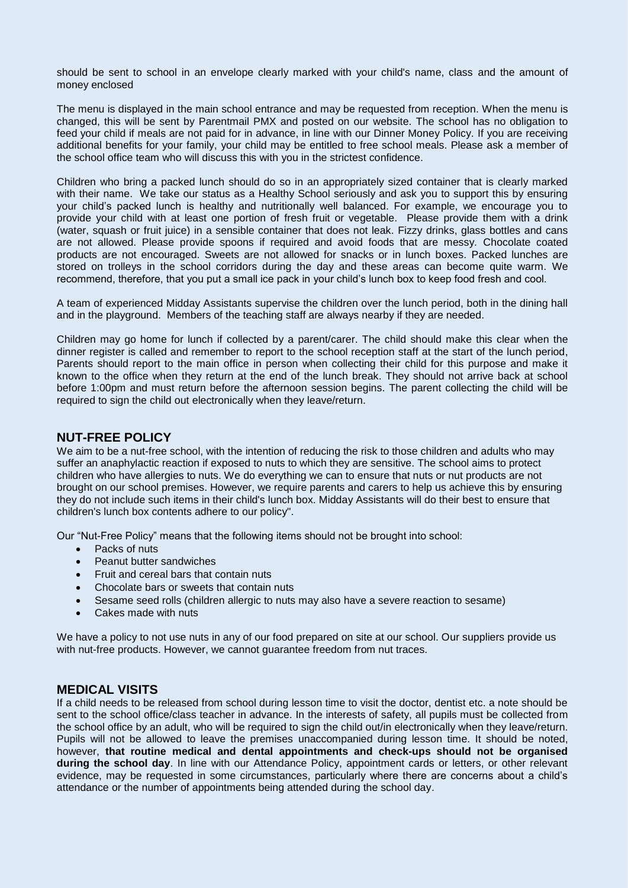should be sent to school in an envelope clearly marked with your child's name, class and the amount of money enclosed

The menu is displayed in the main school entrance and may be requested from reception. When the menu is changed, this will be sent by Parentmail PMX and posted on our website. The school has no obligation to feed your child if meals are not paid for in advance, in line with our Dinner Money Policy. If you are receiving additional benefits for your family, your child may be entitled to free school meals. Please ask a member of the school office team who will discuss this with you in the strictest confidence.

Children who bring a packed lunch should do so in an appropriately sized container that is clearly marked with their name. We take our status as a Healthy School seriously and ask you to support this by ensuring your child's packed lunch is healthy and nutritionally well balanced. For example, we encourage you to provide your child with at least one portion of fresh fruit or vegetable. Please provide them with a drink (water, squash or fruit juice) in a sensible container that does not leak. Fizzy drinks, glass bottles and cans are not allowed. Please provide spoons if required and avoid foods that are messy. Chocolate coated products are not encouraged. Sweets are not allowed for snacks or in lunch boxes. Packed lunches are stored on trolleys in the school corridors during the day and these areas can become quite warm. We recommend, therefore, that you put a small ice pack in your child's lunch box to keep food fresh and cool.

A team of experienced Midday Assistants supervise the children over the lunch period, both in the dining hall and in the playground. Members of the teaching staff are always nearby if they are needed.

Children may go home for lunch if collected by a parent/carer. The child should make this clear when the dinner register is called and remember to report to the school reception staff at the start of the lunch period, Parents should report to the main office in person when collecting their child for this purpose and make it known to the office when they return at the end of the lunch break. They should not arrive back at school before 1:00pm and must return before the afternoon session begins. The parent collecting the child will be required to sign the child out electronically when they leave/return.

## NUT-FREE POLICY

We aim to be a nut-free school, with the intention of reducing the risk to those children and adults who may suffer an anaphylactic reaction if exposed to nuts to which they are sensitive. The school aims to protect children who have allergies to nuts. We do everything we can to ensure that nuts or nut products are not brought on our school premises. However, we require parents and carers to help us achieve this by ensuring they do not include such items in their child's lunch box. Midday Assistants will do their best to ensure that children's lunch box contents adhere to our policy".

Our "Nut-Free Policy" means that the following items should not be brought into school:

- Packs of nuts
- Peanut butter sandwiches
- Fruit and cereal bars that contain nuts
- Chocolate bars or sweets that contain nuts
- Sesame seed rolls (children allergic to nuts may also have a severe reaction to sesame)
- Cakes made with nuts

We have a policy to not use nuts in any of our food prepared on site at our school. Our suppliers provide us with nut-free products. However, we cannot guarantee freedom from nut traces.

## MEDICAL VISITS

If a child needs to be released from school during lesson time to visit the doctor, dentist etc. a note should be sent to the school office/class teacher in advance. In the interests of safety, all pupils must be collected from the school office by an adult, who will be required to sign the child out/in electronically when they leave/return. Pupils will not be allowed to leave the premises unaccompanied during lesson time. It should be noted, however, **that routine medical and dental appointments and check-ups should not be organised during the school day**. In line with our Attendance Policy, appointment cards or letters, or other relevant evidence, may be requested in some circumstances, particularly where there are concerns about a child's attendance or the number of appointments being attended during the school day.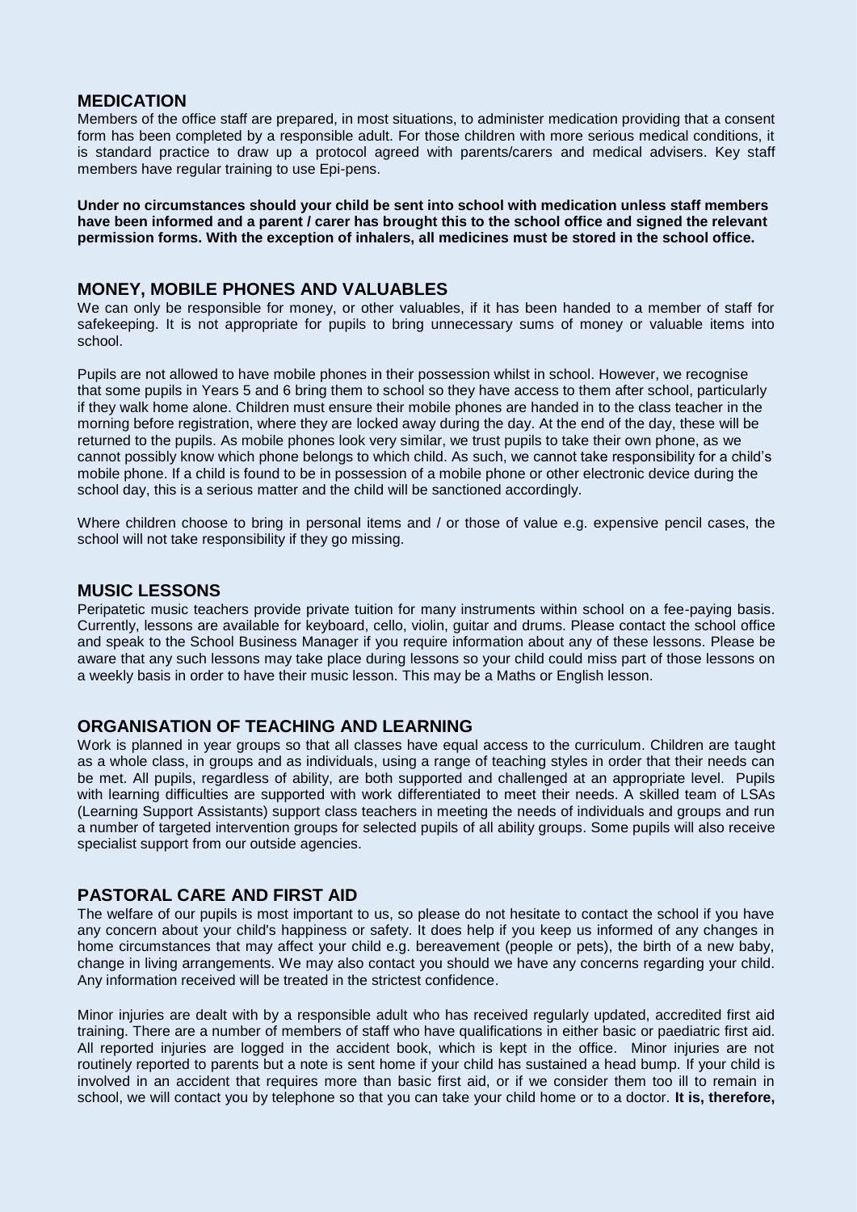## MEDICATION

Members of the office staff are prepared, in most situations, to administer medication providing that a consent form has been completed by a responsible adult. For those children with more serious medical conditions, it is standard practice to draw up a protocol agreed with parents/carers and medical advisers. Key staff members have regular training to use Epi-pens.

**Under no circumstances should your child be sent into school with medication unless staff members have been informed and a parent / carer has brought this to the school office and signed the relevant permission forms. With the exception of inhalers, all medicines must be stored in the school office.**

## MONEY, MOBILE PHONES AND VALUABLES

We can only be responsible for money, or other valuables, if it has been handed to a member of staff for safekeeping. It is not appropriate for pupils to bring unnecessary sums of money or valuable items into school.

Pupils are not allowed to have mobile phones in their possession whilst in school. However, we recognise that some pupils in Years 5 and 6 bring them to school so they have access to them after school, particularly if they walk home alone. Children must ensure their mobile phones are handed in to the class teacher in the morning before registration, where they are locked away during the day. At the end of the day, these will be returned to the pupils. As mobile phones look very similar, we trust pupils to take their own phone, as we cannot possibly know which phone belongs to which child. As such, we cannot take responsibility for a child's mobile phone. If a child is found to be in possession of a mobile phone or other electronic device during the school day, this is a serious matter and the child will be sanctioned accordingly.

Where children choose to bring in personal items and / or those of value e.g. expensive pencil cases, the school will not take responsibility if they go missing.

## MUSIC LESSONS

Peripatetic music teachers provide private tuition for many instruments within school on a fee-paying basis. Currently, lessons are available for keyboard, cello, violin, guitar and drums. Please contact the school office and speak to the School Business Manager if you require information about any of these lessons. Please be aware that any such lessons may take place during lessons so your child could miss part of those lessons on a weekly basis in order to have their music lesson. This may be a Maths or English lesson.

## ORGANISATION OF TEACHING AND LEARNING

Work is planned in year groups so that all classes have equal access to the curriculum. Children are taught as a whole class, in groups and as individuals, using a range of teaching styles in order that their needs can be met. All pupils, regardless of ability, are both supported and challenged at an appropriate level. Pupils with learning difficulties are supported with work differentiated to meet their needs. A skilled team of LSAs (Learning Support Assistants) support class teachers in meeting the needs of individuals and groups and run a number of targeted intervention groups for selected pupils of all ability groups. Some pupils will also receive specialist support from our outside agencies.

## PASTORAL CARE AND FIRST AID

The welfare of our pupils is most important to us, so please do not hesitate to contact the school if you have any concern about your child's happiness or safety. It does help if you keep us informed of any changes in home circumstances that may affect your child e.g. bereavement (people or pets), the birth of a new baby, change in living arrangements. We may also contact you should we have any concerns regarding your child. Any information received will be treated in the strictest confidence.

Minor injuries are dealt with by a responsible adult who has received regularly updated, accredited first aid training. There are a number of members of staff who have qualifications in either basic or paediatric first aid. All reported injuries are logged in the accident book, which is kept in the office. Minor injuries are not routinely reported to parents but a note is sent home if your child has sustained a head bump. If your child is involved in an accident that requires more than basic first aid, or if we consider them too ill to remain in school, we will contact you by telephone so that you can take your child home or to a doctor. **It is, therefore,**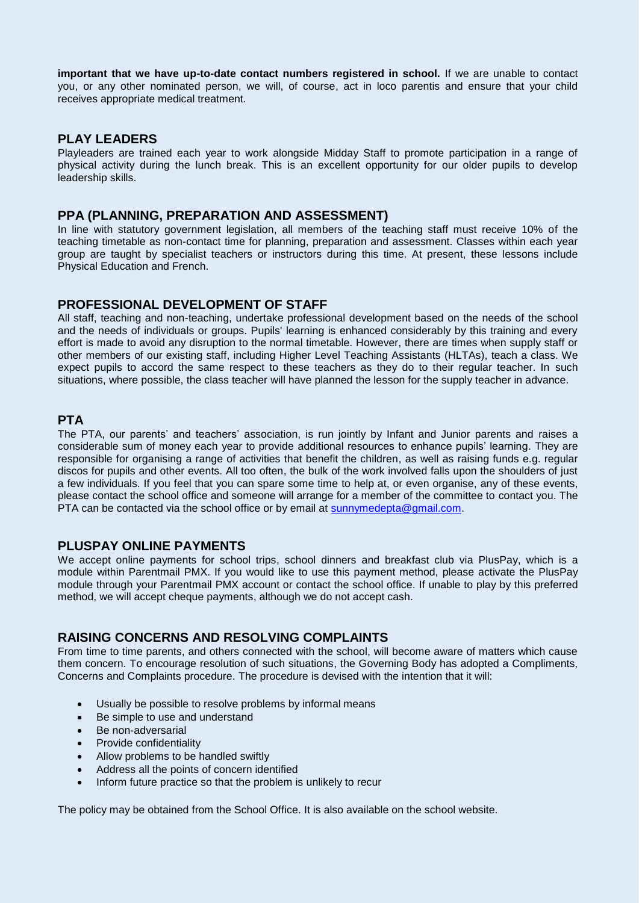**important that we have up-to-date contact numbers registered in school.** If we are unable to contact you, or any other nominated person, we will, of course, act in loco parentis and ensure that your child receives appropriate medical treatment.

## PLAY LEADERS

Playleaders are trained each year to work alongside Midday Staff to promote participation in a range of physical activity during the lunch break. This is an excellent opportunity for our older pupils to develop leadership skills.

## PPA (PLANNING, PREPARATION AND ASSESSMENT)

In line with statutory government legislation, all members of the teaching staff must receive 10% of the teaching timetable as non-contact time for planning, preparation and assessment. Classes within each year group are taught by specialist teachers or instructors during this time. At present, these lessons include Physical Education and French.

## PROFESSIONAL DEVELOPMENT OF STAFF

All staff, teaching and non-teaching, undertake professional development based on the needs of the school and the needs of individuals or groups. Pupils' learning is enhanced considerably by this training and every effort is made to avoid any disruption to the normal timetable. However, there are times when supply staff or other members of our existing staff, including Higher Level Teaching Assistants (HLTAs), teach a class. We expect pupils to accord the same respect to these teachers as they do to their regular teacher. In such situations, where possible, the class teacher will have planned the lesson for the supply teacher in advance.

## PTA

The PTA, our parents' and teachers' association, is run jointly by Infant and Junior parents and raises a considerable sum of money each year to provide additional resources to enhance pupils' learning. They are responsible for organising a range of activities that benefit the children, as well as raising funds e.g. regular discos for pupils and other events. All too often, the bulk of the work involved falls upon the shoulders of just a few individuals. If you feel that you can spare some time to help at, or even organise, any of these events, please contact the school office and someone will arrange for a member of the committee to contact you. The PTA can be contacted via the school office or by email at sunnymedepta@gmail.com.

## PLUSPAY ONLINE PAYMENTS

We accept online payments for school trips, school dinners and breakfast club via PlusPay, which is a module within Parentmail PMX. If you would like to use this payment method, please activate the PlusPay module through your Parentmail PMX account or contact the school office. If unable to play by this preferred method, we will accept cheque payments, although we do not accept cash.

## RAISING CONCERNS AND RESOLVING COMPLAINTS

From time to time parents, and others connected with the school, will become aware of matters which cause them concern. To encourage resolution of such situations, the Governing Body has adopted a Compliments, Concerns and Complaints procedure. The procedure is devised with the intention that it will:

- Usually be possible to resolve problems by informal means
- Be simple to use and understand
- Be non-adversarial
- Provide confidentiality
- Allow problems to be handled swiftly
- Address all the points of concern identified
- Inform future practice so that the problem is unlikely to recur

The policy may be obtained from the School Office. It is also available on the school website.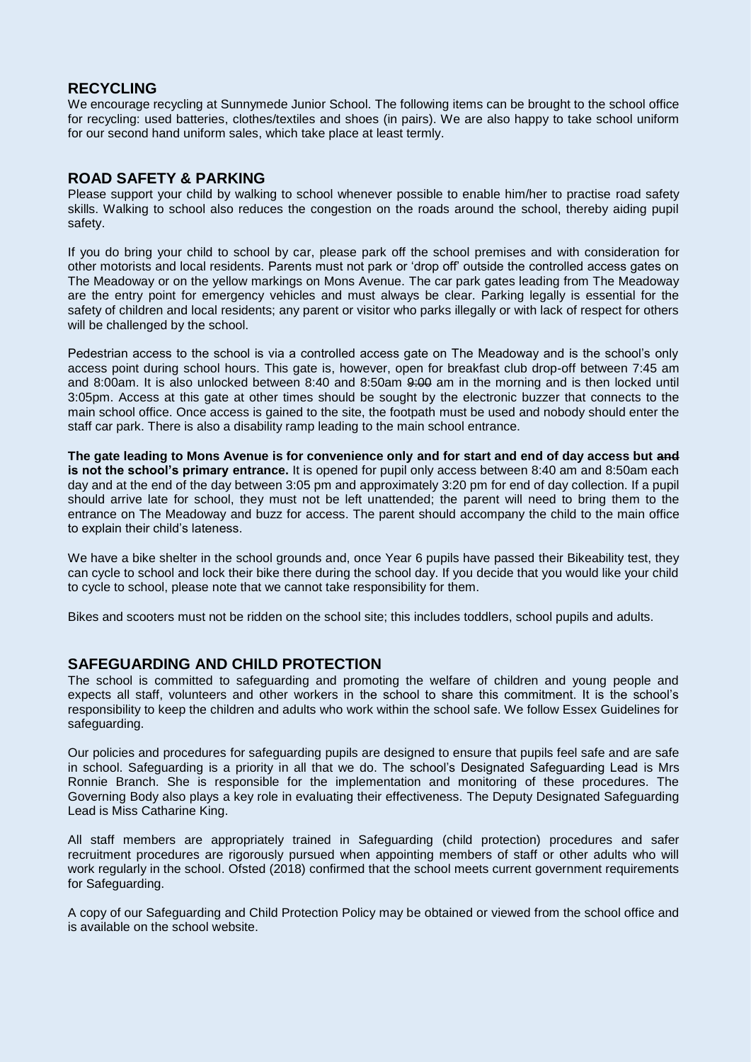## RECYCLING

We encourage recycling at Sunnymede Junior School. The following items can be brought to the school office for recycling: used batteries, clothes/textiles and shoes (in pairs). We are also happy to take school uniform for our second hand uniform sales, which take place at least termly.

## ROAD SAFETY & PARKING

Please support your child by walking to school whenever possible to enable him/her to practise road safety skills. Walking to school also reduces the congestion on the roads around the school, thereby aiding pupil safety.

If you do bring your child to school by car, please park off the school premises and with consideration for other motorists and local residents. Parents must not park or 'drop off' outside the controlled access gates on The Meadoway or on the yellow markings on Mons Avenue. The car park gates leading from The Meadoway are the entry point for emergency vehicles and must always be clear. Parking legally is essential for the safety of children and local residents; any parent or visitor who parks illegally or with lack of respect for others will be challenged by the school.

Pedestrian access to the school is via a controlled access gate on The Meadoway and is the school's only access point during school hours. This gate is, however, open for breakfast club drop-off between 7:45 am and 8:00am. It is also unlocked between 8:40 and 8:50am ~~9:00~~ am in the morning and is then locked until 3:05pm. Access at this gate at other times should be sought by the electronic buzzer that connects to the main school office. Once access is gained to the site, the footpath must be used and nobody should enter the staff car park. There is also a disability ramp leading to the main school entrance.

**The gate leading to Mons Avenue is for convenience only and for start and end of day access but ~~and~~ is not the school's primary entrance.** It is opened for pupil only access between 8:40 am and 8:50am each day and at the end of the day between 3:05 pm and approximately 3:20 pm for end of day collection. If a pupil should arrive late for school, they must not be left unattended; the parent will need to bring them to the entrance on The Meadoway and buzz for access. The parent should accompany the child to the main office to explain their child's lateness.

We have a bike shelter in the school grounds and, once Year 6 pupils have passed their Bikeability test, they can cycle to school and lock their bike there during the school day. If you decide that you would like your child to cycle to school, please note that we cannot take responsibility for them.

Bikes and scooters must not be ridden on the school site; this includes toddlers, school pupils and adults.

## SAFEGUARDING AND CHILD PROTECTION

The school is committed to safeguarding and promoting the welfare of children and young people and expects all staff, volunteers and other workers in the school to share this commitment. It is the school's responsibility to keep the children and adults who work within the school safe. We follow Essex Guidelines for safeguarding.

Our policies and procedures for safeguarding pupils are designed to ensure that pupils feel safe and are safe in school. Safeguarding is a priority in all that we do. The school's Designated Safeguarding Lead is Mrs Ronnie Branch. She is responsible for the implementation and monitoring of these procedures. The Governing Body also plays a key role in evaluating their effectiveness. The Deputy Designated Safeguarding Lead is Miss Catharine King.

All staff members are appropriately trained in Safeguarding (child protection) procedures and safer recruitment procedures are rigorously pursued when appointing members of staff or other adults who will work regularly in the school. Ofsted (2018) confirmed that the school meets current government requirements for Safeguarding.

A copy of our Safeguarding and Child Protection Policy may be obtained or viewed from the school office and is available on the school website.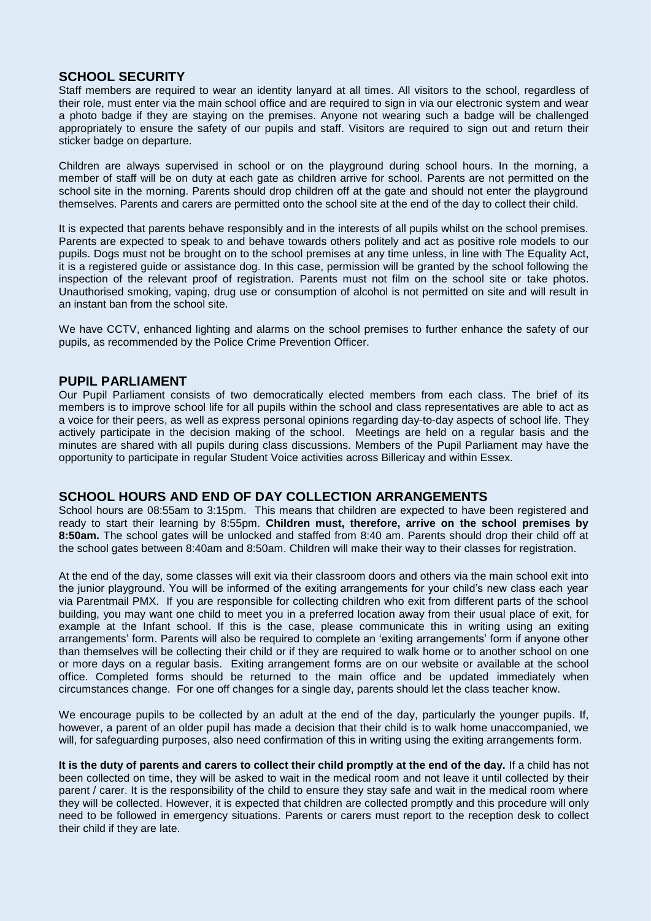## SCHOOL SECURITY

Staff members are required to wear an identity lanyard at all times. All visitors to the school, regardless of their role, must enter via the main school office and are required to sign in via our electronic system and wear a photo badge if they are staying on the premises. Anyone not wearing such a badge will be challenged appropriately to ensure the safety of our pupils and staff. Visitors are required to sign out and return their sticker badge on departure.

Children are always supervised in school or on the playground during school hours. In the morning, a member of staff will be on duty at each gate as children arrive for school. Parents are not permitted on the school site in the morning. Parents should drop children off at the gate and should not enter the playground themselves. Parents and carers are permitted onto the school site at the end of the day to collect their child.

It is expected that parents behave responsibly and in the interests of all pupils whilst on the school premises. Parents are expected to speak to and behave towards others politely and act as positive role models to our pupils. Dogs must not be brought on to the school premises at any time unless, in line with The Equality Act, it is a registered guide or assistance dog. In this case, permission will be granted by the school following the inspection of the relevant proof of registration. Parents must not film on the school site or take photos. Unauthorised smoking, vaping, drug use or consumption of alcohol is not permitted on site and will result in an instant ban from the school site.

We have CCTV, enhanced lighting and alarms on the school premises to further enhance the safety of our pupils, as recommended by the Police Crime Prevention Officer.

## PUPIL PARLIAMENT

Our Pupil Parliament consists of two democratically elected members from each class. The brief of its members is to improve school life for all pupils within the school and class representatives are able to act as a voice for their peers, as well as express personal opinions regarding day-to-day aspects of school life. They actively participate in the decision making of the school. Meetings are held on a regular basis and the minutes are shared with all pupils during class discussions. Members of the Pupil Parliament may have the opportunity to participate in regular Student Voice activities across Billericay and within Essex.

## SCHOOL HOURS AND END OF DAY COLLECTION ARRANGEMENTS

School hours are 08:55am to 3:15pm. This means that children are expected to have been registered and ready to start their learning by 8:55pm. **Children must, therefore, arrive on the school premises by 8:50am.** The school gates will be unlocked and staffed from 8:40 am. Parents should drop their child off at the school gates between 8:40am and 8:50am. Children will make their way to their classes for registration.

At the end of the day, some classes will exit via their classroom doors and others via the main school exit into the junior playground. You will be informed of the exiting arrangements for your child's new class each year via Parentmail PMX. If you are responsible for collecting children who exit from different parts of the school building, you may want one child to meet you in a preferred location away from their usual place of exit, for example at the Infant school. If this is the case, please communicate this in writing using an exiting arrangements' form. Parents will also be required to complete an 'exiting arrangements' form if anyone other than themselves will be collecting their child or if they are required to walk home or to another school on one or more days on a regular basis. Exiting arrangement forms are on our website or available at the school office. Completed forms should be returned to the main office and be updated immediately when circumstances change. For one off changes for a single day, parents should let the class teacher know.

We encourage pupils to be collected by an adult at the end of the day, particularly the younger pupils. If, however, a parent of an older pupil has made a decision that their child is to walk home unaccompanied, we will, for safeguarding purposes, also need confirmation of this in writing using the exiting arrangements form.

**It is the duty of parents and carers to collect their child promptly at the end of the day.** If a child has not been collected on time, they will be asked to wait in the medical room and not leave it until collected by their parent / carer. It is the responsibility of the child to ensure they stay safe and wait in the medical room where they will be collected. However, it is expected that children are collected promptly and this procedure will only need to be followed in emergency situations. Parents or carers must report to the reception desk to collect their child if they are late.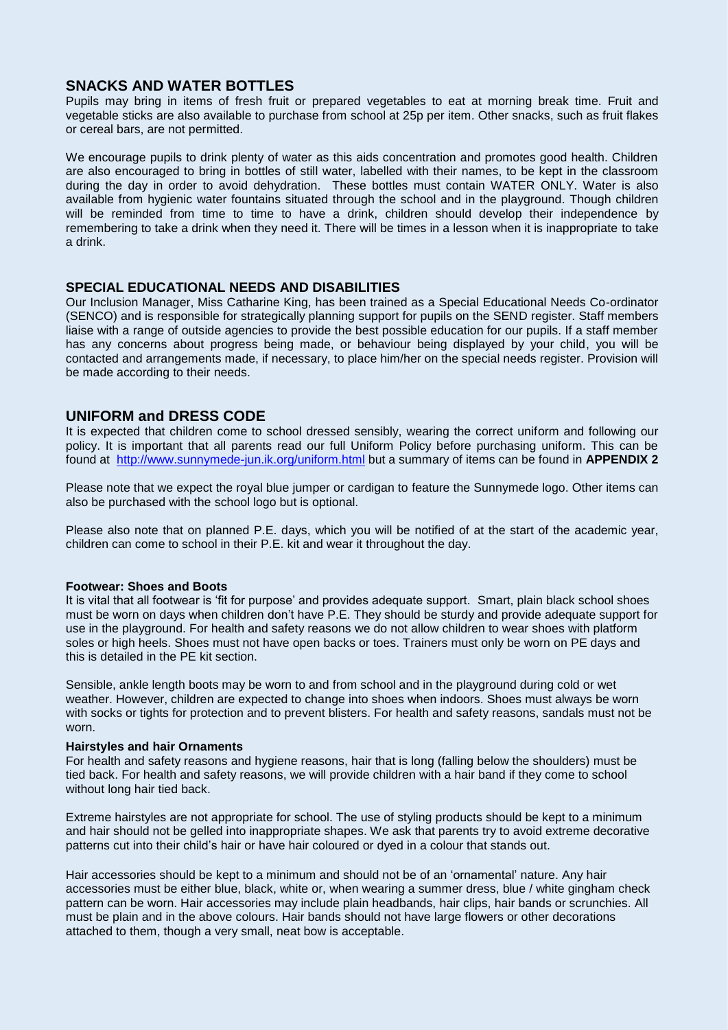## SNACKS AND WATER BOTTLES

Pupils may bring in items of fresh fruit or prepared vegetables to eat at morning break time. Fruit and vegetable sticks are also available to purchase from school at 25p per item. Other snacks, such as fruit flakes or cereal bars, are not permitted.

We encourage pupils to drink plenty of water as this aids concentration and promotes good health. Children are also encouraged to bring in bottles of still water, labelled with their names, to be kept in the classroom during the day in order to avoid dehydration. These bottles must contain WATER ONLY. Water is also available from hygienic water fountains situated through the school and in the playground. Though children will be reminded from time to time to have a drink, children should develop their independence by remembering to take a drink when they need it. There will be times in a lesson when it is inappropriate to take a drink.

## SPECIAL EDUCATIONAL NEEDS AND DISABILITIES

Our Inclusion Manager, Miss Catharine King, has been trained as a Special Educational Needs Co-ordinator (SENCO) and is responsible for strategically planning support for pupils on the SEND register. Staff members liaise with a range of outside agencies to provide the best possible education for our pupils. If a staff member has any concerns about progress being made, or behaviour being displayed by your child, you will be contacted and arrangements made, if necessary, to place him/her on the special needs register. Provision will be made according to their needs.

## UNIFORM and DRESS CODE

It is expected that children come to school dressed sensibly, wearing the correct uniform and following our policy. It is important that all parents read our full Uniform Policy before purchasing uniform. This can be found at [http://www.sunnymede-jun.ik.org/uniform.html](http://www.sunnymede-jun.ik.org/uniform.html) but a summary of items can be found in **APPENDIX 2**

Please note that we expect the royal blue jumper or cardigan to feature the Sunnymede logo. Other items can also be purchased with the school logo but is optional.

Please also note that on planned P.E. days, which you will be notified of at the start of the academic year, children can come to school in their P.E. kit and wear it throughout the day.

**Footwear: Shoes and Boots**

It is vital that all footwear is 'fit for purpose' and provides adequate support. Smart, plain black school shoes must be worn on days when children don't have P.E. They should be sturdy and provide adequate support for use in the playground. For health and safety reasons we do not allow children to wear shoes with platform soles or high heels. Shoes must not have open backs or toes. Trainers must only be worn on PE days and this is detailed in the PE kit section.

Sensible, ankle length boots may be worn to and from school and in the playground during cold or wet weather. However, children are expected to change into shoes when indoors. Shoes must always be worn with socks or tights for protection and to prevent blisters. For health and safety reasons, sandals must not be worn.

**Hairstyles and hair Ornaments**

For health and safety reasons and hygiene reasons, hair that is long (falling below the shoulders) must be tied back. For health and safety reasons, we will provide children with a hair band if they come to school without long hair tied back.

Extreme hairstyles are not appropriate for school. The use of styling products should be kept to a minimum and hair should not be gelled into inappropriate shapes. We ask that parents try to avoid extreme decorative patterns cut into their child's hair or have hair coloured or dyed in a colour that stands out.

Hair accessories should be kept to a minimum and should not be of an 'ornamental' nature. Any hair accessories must be either blue, black, white or, when wearing a summer dress, blue / white gingham check pattern can be worn. Hair accessories may include plain headbands, hair clips, hair bands or scrunchies. All must be plain and in the above colours. Hair bands should not have large flowers or other decorations attached to them, though a very small, neat bow is acceptable.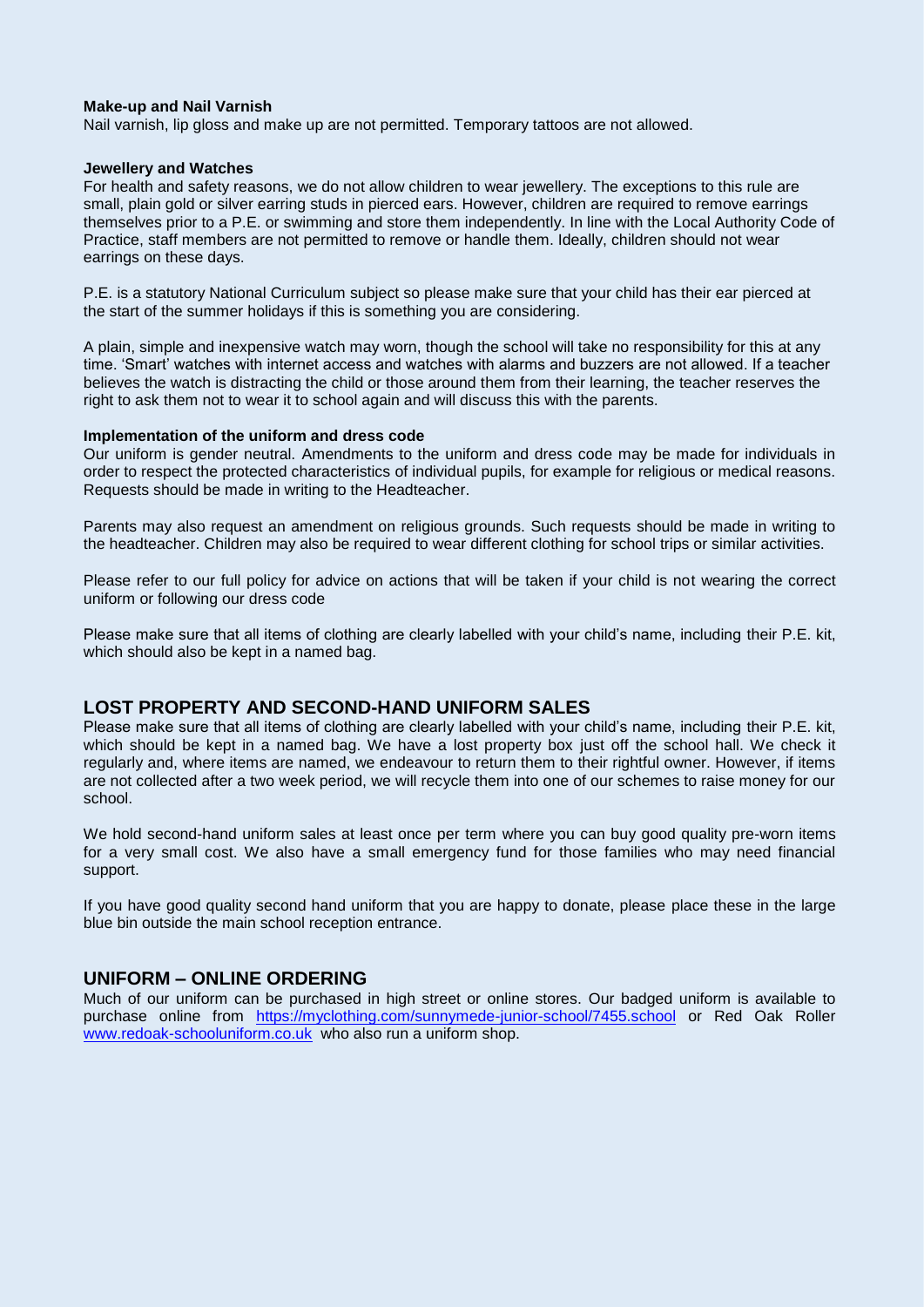**Make-up and Nail Varnish**

Nail varnish, lip gloss and make up are not permitted. Temporary tattoos are not allowed.

**Jewellery and Watches**

For health and safety reasons, we do not allow children to wear jewellery. The exceptions to this rule are small, plain gold or silver earring studs in pierced ears. However, children are required to remove earrings themselves prior to a P.E. or swimming and store them independently. In line with the Local Authority Code of Practice, staff members are not permitted to remove or handle them. Ideally, children should not wear earrings on these days.

P.E. is a statutory National Curriculum subject so please make sure that your child has their ear pierced at the start of the summer holidays if this is something you are considering.

A plain, simple and inexpensive watch may worn, though the school will take no responsibility for this at any time. 'Smart' watches with internet access and watches with alarms and buzzers are not allowed. If a teacher believes the watch is distracting the child or those around them from their learning, the teacher reserves the right to ask them not to wear it to school again and will discuss this with the parents.

**Implementation of the uniform and dress code**

Our uniform is gender neutral. Amendments to the uniform and dress code may be made for individuals in order to respect the protected characteristics of individual pupils, for example for religious or medical reasons. Requests should be made in writing to the Headteacher.

Parents may also request an amendment on religious grounds. Such requests should be made in writing to the headteacher. Children may also be required to wear different clothing for school trips or similar activities.

Please refer to our full policy for advice on actions that will be taken if your child is not wearing the correct uniform or following our dress code

Please make sure that all items of clothing are clearly labelled with your child's name, including their P.E. kit, which should also be kept in a named bag.

## LOST PROPERTY AND SECOND-HAND UNIFORM SALES

Please make sure that all items of clothing are clearly labelled with your child's name, including their P.E. kit, which should be kept in a named bag. We have a lost property box just off the school hall. We check it regularly and, where items are named, we endeavour to return them to their rightful owner. However, if items are not collected after a two week period, we will recycle them into one of our schemes to raise money for our school.

We hold second-hand uniform sales at least once per term where you can buy good quality pre-worn items for a very small cost. We also have a small emergency fund for those families who may need financial support.

If you have good quality second hand uniform that you are happy to donate, please place these in the large blue bin outside the main school reception entrance.

## UNIFORM – ONLINE ORDERING

Much of our uniform can be purchased in high street or online stores. Our badged uniform is available to purchase online from https://myclothing.com/sunnymede-junior-school/7455.school or Red Oak Roller www.redoak-schooluniform.co.uk who also run a uniform shop.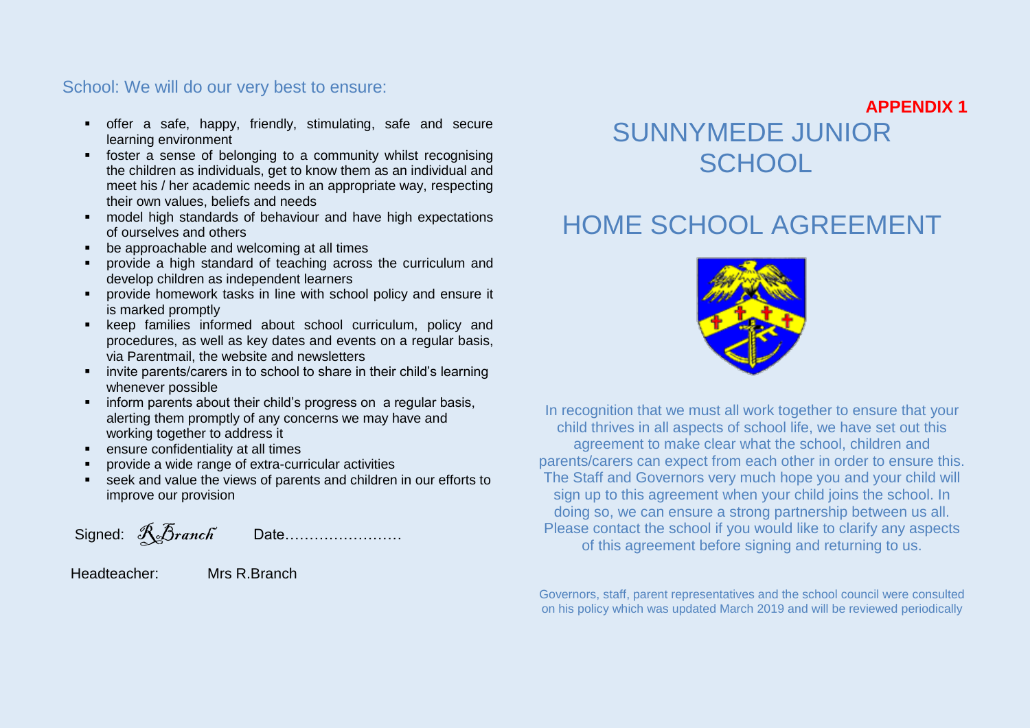**APPENDIX 1**

# SUNNYMEDE JUNIOR SCHOOL

# HOME SCHOOL AGREEMENT

In recognition that we must all work together to ensure that your child thrives in all aspects of school life, we have set out this agreement to make clear what the school, children and parents/carers can expect from each other in order to ensure this. The Staff and Governors very much hope you and your child will sign up to this agreement when your child joins the school. In doing so, we can ensure a strong partnership between us all. Please contact the school if you would like to clarify any aspects of this agreement before signing and returning to us.

Governors, staff, parent representatives and the school council were consulted on his policy which was updated March 2019 and will be reviewed periodically

## School: We will do our very best to ensure:

- offer a safe, happy, friendly, stimulating, safe and secure learning environment
- foster a sense of belonging to a community whilst recognising the children as individuals, get to know them as an individual and meet his / her academic needs in an appropriate way, respecting their own values, beliefs and needs
- model high standards of behaviour and have high expectations of ourselves and others
- be approachable and welcoming at all times
- provide a high standard of teaching across the curriculum and develop children as independent learners
- provide homework tasks in line with school policy and ensure it is marked promptly
- keep families informed about school curriculum, policy and procedures, as well as key dates and events on a regular basis, via Parentmail, the website and newsletters
- invite parents/carers in to school to share in their child's learning whenever possible
- inform parents about their child's progress on a regular basis, alerting them promptly of any concerns we may have and working together to address it
- ensure confidentiality at all times
- provide a wide range of extra-curricular activities
- seek and value the views of parents and children in our efforts to improve our provision

Signed: *R.Branch* Date……………………

Headteacher: Mrs R.Branch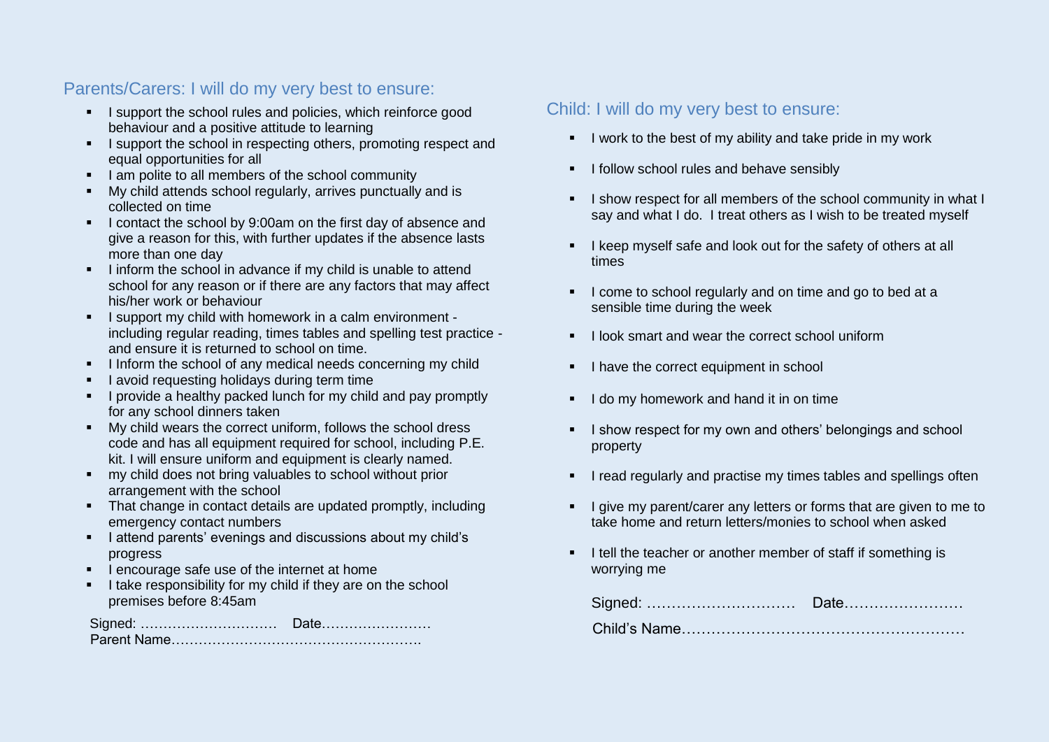## Parents/Carers: I will do my very best to ensure:

- I support the school rules and policies, which reinforce good behaviour and a positive attitude to learning
- I support the school in respecting others, promoting respect and equal opportunities for all
- I am polite to all members of the school community
- My child attends school regularly, arrives punctually and is collected on time
- I contact the school by 9:00am on the first day of absence and give a reason for this, with further updates if the absence lasts more than one day
- I inform the school in advance if my child is unable to attend school for any reason or if there are any factors that may affect his/her work or behaviour
- I support my child with homework in a calm environment - including regular reading, times tables and spelling test practice - and ensure it is returned to school on time.
- I Inform the school of any medical needs concerning my child
- I avoid requesting holidays during term time
- I provide a healthy packed lunch for my child and pay promptly for any school dinners taken
- My child wears the correct uniform, follows the school dress code and has all equipment required for school, including P.E. kit. I will ensure uniform and equipment is clearly named.
- my child does not bring valuables to school without prior arrangement with the school
- That change in contact details are updated promptly, including emergency contact numbers
- I attend parents' evenings and discussions about my child's progress
- I encourage safe use of the internet at home
- I take responsibility for my child if they are on the school premises before 8:45am

Signed: ………………………… Date……………………
Parent Name……………………………………………….

## Child: I will do my very best to ensure:

- I work to the best of my ability and take pride in my work
- I follow school rules and behave sensibly
- I show respect for all members of the school community in what I say and what I do. I treat others as I wish to be treated myself
- I keep myself safe and look out for the safety of others at all times
- I come to school regularly and on time and go to bed at a sensible time during the week
- I look smart and wear the correct school uniform
- I have the correct equipment in school
- I do my homework and hand it in on time
- I show respect for my own and others' belongings and school property
- I read regularly and practise my times tables and spellings often
- I give my parent/carer any letters or forms that are given to me to take home and return letters/monies to school when asked
- I tell the teacher or another member of staff if something is worrying me

Signed: ………………………… Date……………………

Child's Name…………………………………………………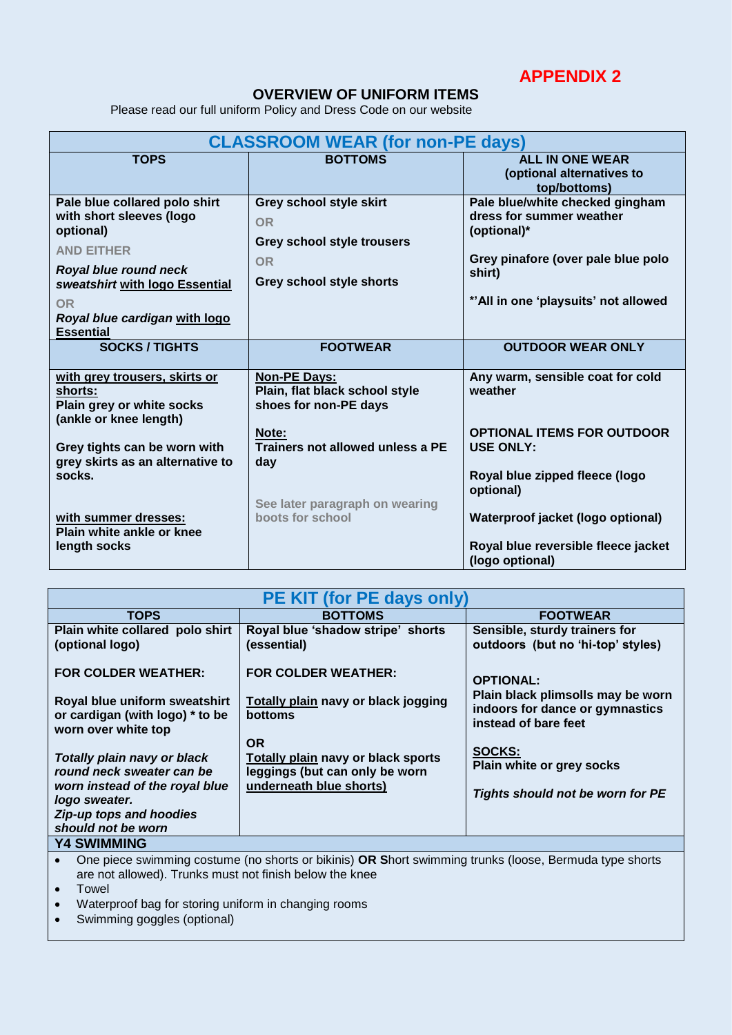## APPENDIX 2

### OVERVIEW OF UNIFORM ITEMS

Please read our full uniform Policy and Dress Code on our website

| CLASSROOM WEAR (for non-PE days) | | |
|---|---|---|
| **TOPS** | **BOTTOMS** | **ALL IN ONE WEAR (optional alternatives to top/bottoms)** |
| **Pale blue collared polo shirt with short sleeves (logo optional)**<br>AND EITHER<br>***Royal blue round neck sweatshirt with logo Essential***<br>OR<br>***Royal blue cardigan with logo Essential*** | **Grey school style skirt**<br>OR<br>**Grey school style trousers**<br>OR<br>**Grey school style shorts** | **Pale blue/white checked gingham dress for summer weather (optional)***<br>**Grey pinafore (over pale blue polo shirt)**<br>**\*'All in one 'playsuits' not allowed** |
| **SOCKS / TIGHTS** | **FOOTWEAR** | **OUTDOOR WEAR ONLY** |
| **with grey trousers, skirts or shorts:**<br>**Plain grey or white socks (ankle or knee length)**<br>**Grey tights can be worn with grey skirts as an alternative to socks.**<br>**with summer dresses:**<br>**Plain white ankle or knee length socks** | **Non-PE Days:**<br>**Plain, flat black school style shoes for non-PE days**<br>**Note:**<br>**Trainers not allowed unless a PE day**<br>See later paragraph on wearing boots for school | **Any warm, sensible coat for cold weather**<br>**OPTIONAL ITEMS FOR OUTDOOR USE ONLY:**<br>**Royal blue zipped fleece (logo optional)**<br>**Waterproof jacket (logo optional)**<br>**Royal blue reversible fleece jacket (logo optional)** |

| PE KIT (for PE days only) | | |
|---|---|---|
| **TOPS** | **BOTTOMS** | **FOOTWEAR** |
| **Plain white collared polo shirt (optional logo)**<br>**FOR COLDER WEATHER:**<br>**Royal blue uniform sweatshirt or cardigan (with logo) * to be worn over white top**<br>***Totally plain navy or black round neck sweater can be worn instead of the royal blue logo sweater.***<br>***Zip-up tops and hoodies should not be worn*** | **Royal blue 'shadow stripe' shorts (essential)**<br>**FOR COLDER WEATHER:**<br>**Totally plain navy or black jogging bottoms**<br>**OR**<br>**Totally plain navy or black sports leggings (but can only be worn underneath blue shorts)** | **Sensible, sturdy trainers for outdoors (but no 'hi-top' styles)**<br>**OPTIONAL:**<br>**Plain black plimsolls may be worn indoors for dance or gymnastics instead of bare feet**<br>**SOCKS:**<br>**Plain white or grey socks**<br>***Tights should not be worn for PE*** |

**Y4 SWIMMING**

- One piece swimming costume (no shorts or bikinis) **OR S**hort swimming trunks (loose, Bermuda type shorts are not allowed). Trunks must not finish below the knee
- Towel
- Waterproof bag for storing uniform in changing rooms
- Swimming goggles (optional)